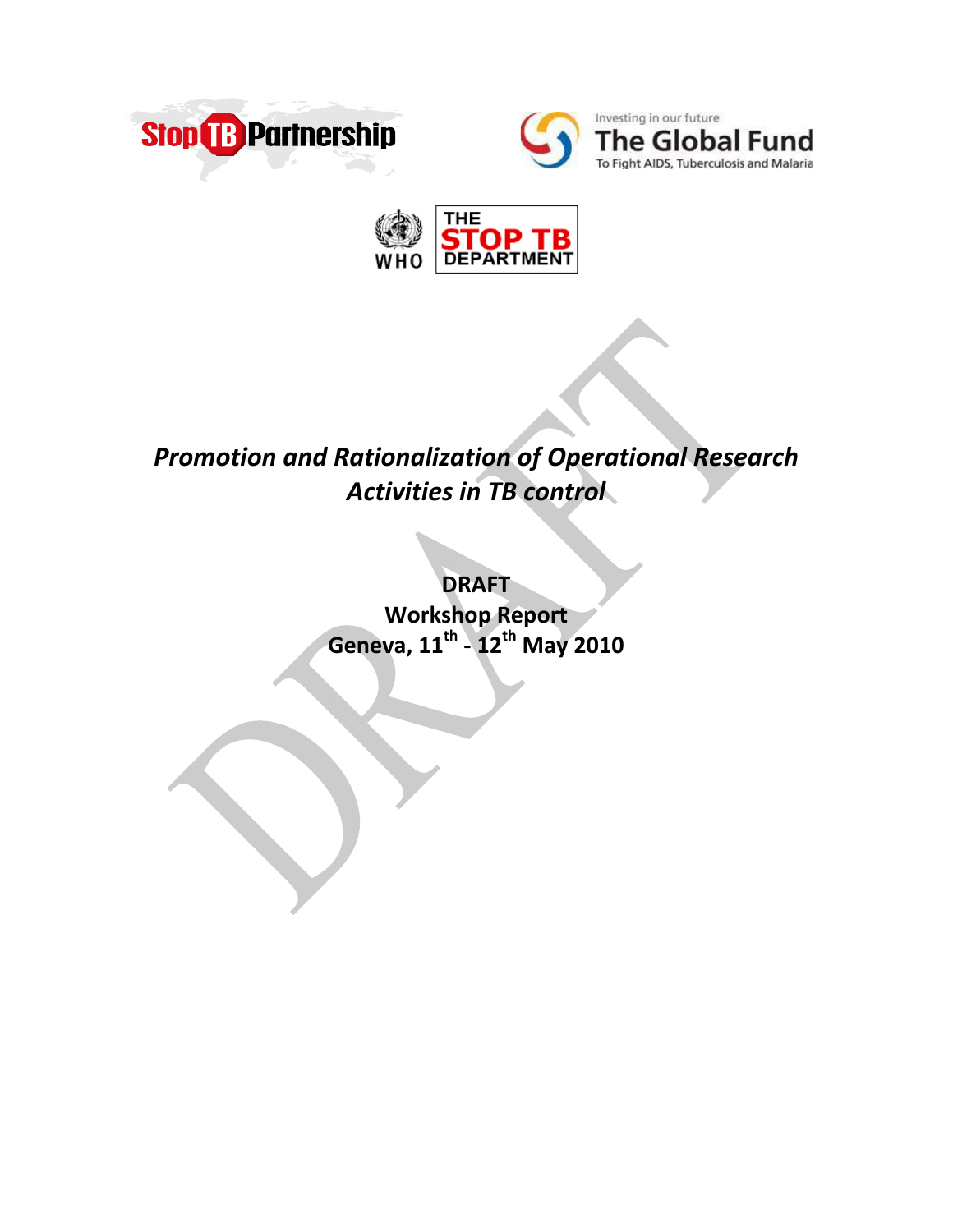Stop TB Partnership

Investing in our future
The Global Fund
To Fight AIDS, Tuberculosis and Malaria

WHO | THE STOP TB DEPARTMENT

# *Promotion and Rationalization of Operational Research Activities in TB control*

**DRAFT**
**Workshop Report**
**Geneva, 11th - 12th May 2010**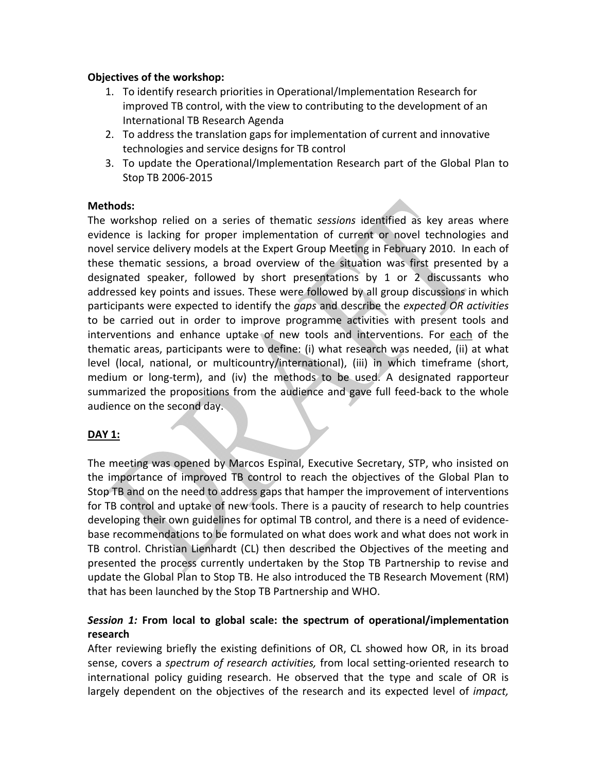**Objectives of the workshop:**

1. To identify research priorities in Operational/Implementation Research for improved TB control, with the view to contributing to the development of an International TB Research Agenda
2. To address the translation gaps for implementation of current and innovative technologies and service designs for TB control
3. To update the Operational/Implementation Research part of the Global Plan to Stop TB 2006-2015

**Methods:**

The workshop relied on a series of thematic *sessions* identified as key areas where evidence is lacking for proper implementation of current or novel technologies and novel service delivery models at the Expert Group Meeting in February 2010. In each of these thematic sessions, a broad overview of the situation was first presented by a designated speaker, followed by short presentations by 1 or 2 discussants who addressed key points and issues. These were followed by all group discussions in which participants were expected to identify the *gaps* and describe the *expected OR activities* to be carried out in order to improve programme activities with present tools and interventions and enhance uptake of new tools and interventions. For each of the thematic areas, participants were to define: (i) what research was needed, (ii) at what level (local, national, or multicountry/international), (iii) in which timeframe (short, medium or long-term), and (iv) the methods to be used. A designated rapporteur summarized the propositions from the audience and gave full feed-back to the whole audience on the second day.

**DAY 1:**

The meeting was opened by Marcos Espinal, Executive Secretary, STP, who insisted on the importance of improved TB control to reach the objectives of the Global Plan to Stop TB and on the need to address gaps that hamper the improvement of interventions for TB control and uptake of new tools. There is a paucity of research to help countries developing their own guidelines for optimal TB control, and there is a need of evidence-base recommendations to be formulated on what does work and what does not work in TB control. Christian Lienhardt (CL) then described the Objectives of the meeting and presented the process currently undertaken by the Stop TB Partnership to revise and update the Global Plan to Stop TB. He also introduced the TB Research Movement (RM) that has been launched by the Stop TB Partnership and WHO.

### *Session 1:* From local to global scale: the spectrum of operational/implementation research

After reviewing briefly the existing definitions of OR, CL showed how OR, in its broad sense, covers a *spectrum of research activities,* from local setting-oriented research to international policy guiding research. He observed that the type and scale of OR is largely dependent on the objectives of the research and its expected level of *impact,*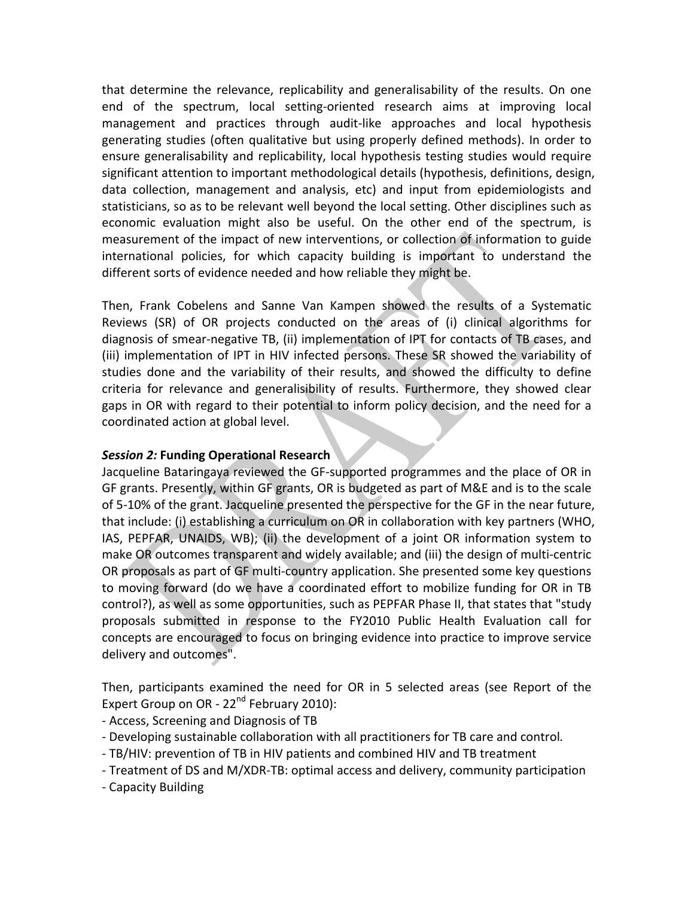that determine the relevance, replicability and generalisability of the results. On one end of the spectrum, local setting-oriented research aims at improving local management and practices through audit-like approaches and local hypothesis generating studies (often qualitative but using properly defined methods). In order to ensure generalisability and replicability, local hypothesis testing studies would require significant attention to important methodological details (hypothesis, definitions, design, data collection, management and analysis, etc) and input from epidemiologists and statisticians, so as to be relevant well beyond the local setting. Other disciplines such as economic evaluation might also be useful. On the other end of the spectrum, is measurement of the impact of new interventions, or collection of information to guide international policies, for which capacity building is important to understand the different sorts of evidence needed and how reliable they might be.

Then, Frank Cobelens and Sanne Van Kampen showed the results of a Systematic Reviews (SR) of OR projects conducted on the areas of (i) clinical algorithms for diagnosis of smear-negative TB, (ii) implementation of IPT for contacts of TB cases, and (iii) implementation of IPT in HIV infected persons. These SR showed the variability of studies done and the variability of their results, and showed the difficulty to define criteria for relevance and generalisibility of results. Furthermore, they showed clear gaps in OR with regard to their potential to inform policy decision, and the need for a coordinated action at global level.

***Session 2:* Funding Operational Research**

Jacqueline Bataringaya reviewed the GF-supported programmes and the place of OR in GF grants. Presently, within GF grants, OR is budgeted as part of M&E and is to the scale of 5-10% of the grant. Jacqueline presented the perspective for the GF in the near future, that include: (i) establishing a curriculum on OR in collaboration with key partners (WHO, IAS, PEPFAR, UNAIDS, WB); (ii) the development of a joint OR information system to make OR outcomes transparent and widely available; and (iii) the design of multi-centric OR proposals as part of GF multi-country application. She presented some key questions to moving forward (do we have a coordinated effort to mobilize funding for OR in TB control?), as well as some opportunities, such as PEPFAR Phase II, that states that "study proposals submitted in response to the FY2010 Public Health Evaluation call for concepts are encouraged to focus on bringing evidence into practice to improve service delivery and outcomes".

Then, participants examined the need for OR in 5 selected areas (see Report of the Expert Group on OR - 22nd February 2010):

- Access, Screening and Diagnosis of TB
- Developing sustainable collaboration with all practitioners for TB care and control.
- TB/HIV: prevention of TB in HIV patients and combined HIV and TB treatment
- Treatment of DS and M/XDR-TB: optimal access and delivery, community participation
- Capacity Building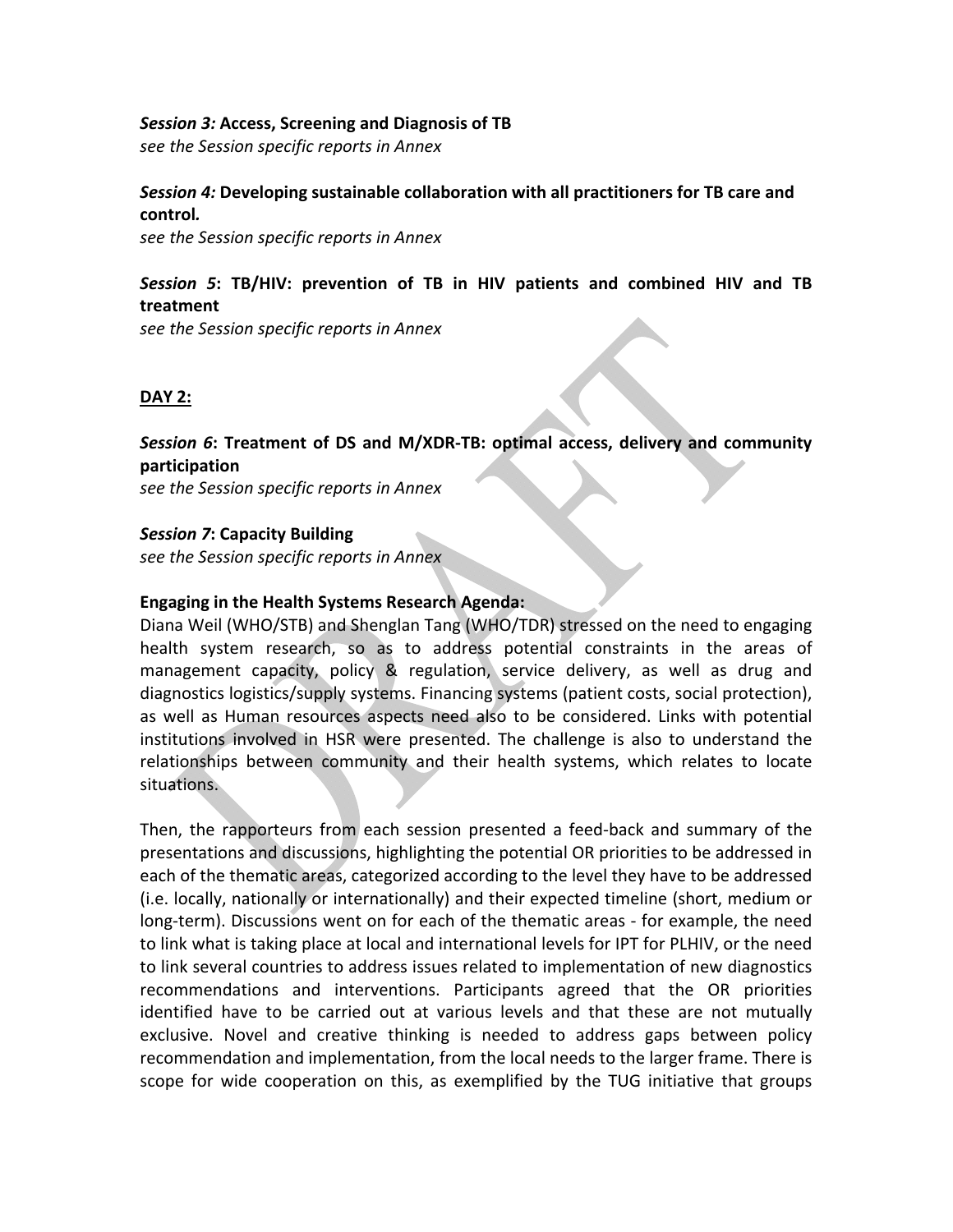*Session 3:* **Access, Screening and Diagnosis of TB**
*see the Session specific reports in Annex*

*Session 4:* **Developing sustainable collaboration with all practitioners for TB care and control*.***
*see the Session specific reports in Annex*

*Session 5*: **TB/HIV: prevention of TB in HIV patients and combined HIV and TB treatment**
*see the Session specific reports in Annex*

**DAY 2:**

*Session 6*: **Treatment of DS and M/XDR-TB: optimal access, delivery and community participation**
*see the Session specific reports in Annex*

*Session 7*: **Capacity Building**
*see the Session specific reports in Annex*

**Engaging in the Health Systems Research Agenda:**
Diana Weil (WHO/STB) and Shenglan Tang (WHO/TDR) stressed on the need to engaging health system research, so as to address potential constraints in the areas of management capacity, policy & regulation, service delivery, as well as drug and diagnostics logistics/supply systems. Financing systems (patient costs, social protection), as well as Human resources aspects need also to be considered. Links with potential institutions involved in HSR were presented. The challenge is also to understand the relationships between community and their health systems, which relates to locate situations.

Then, the rapporteurs from each session presented a feed-back and summary of the presentations and discussions, highlighting the potential OR priorities to be addressed in each of the thematic areas, categorized according to the level they have to be addressed (i.e. locally, nationally or internationally) and their expected timeline (short, medium or long-term). Discussions went on for each of the thematic areas - for example, the need to link what is taking place at local and international levels for IPT for PLHIV, or the need to link several countries to address issues related to implementation of new diagnostics recommendations and interventions. Participants agreed that the OR priorities identified have to be carried out at various levels and that these are not mutually exclusive. Novel and creative thinking is needed to address gaps between policy recommendation and implementation, from the local needs to the larger frame. There is scope for wide cooperation on this, as exemplified by the TUG initiative that groups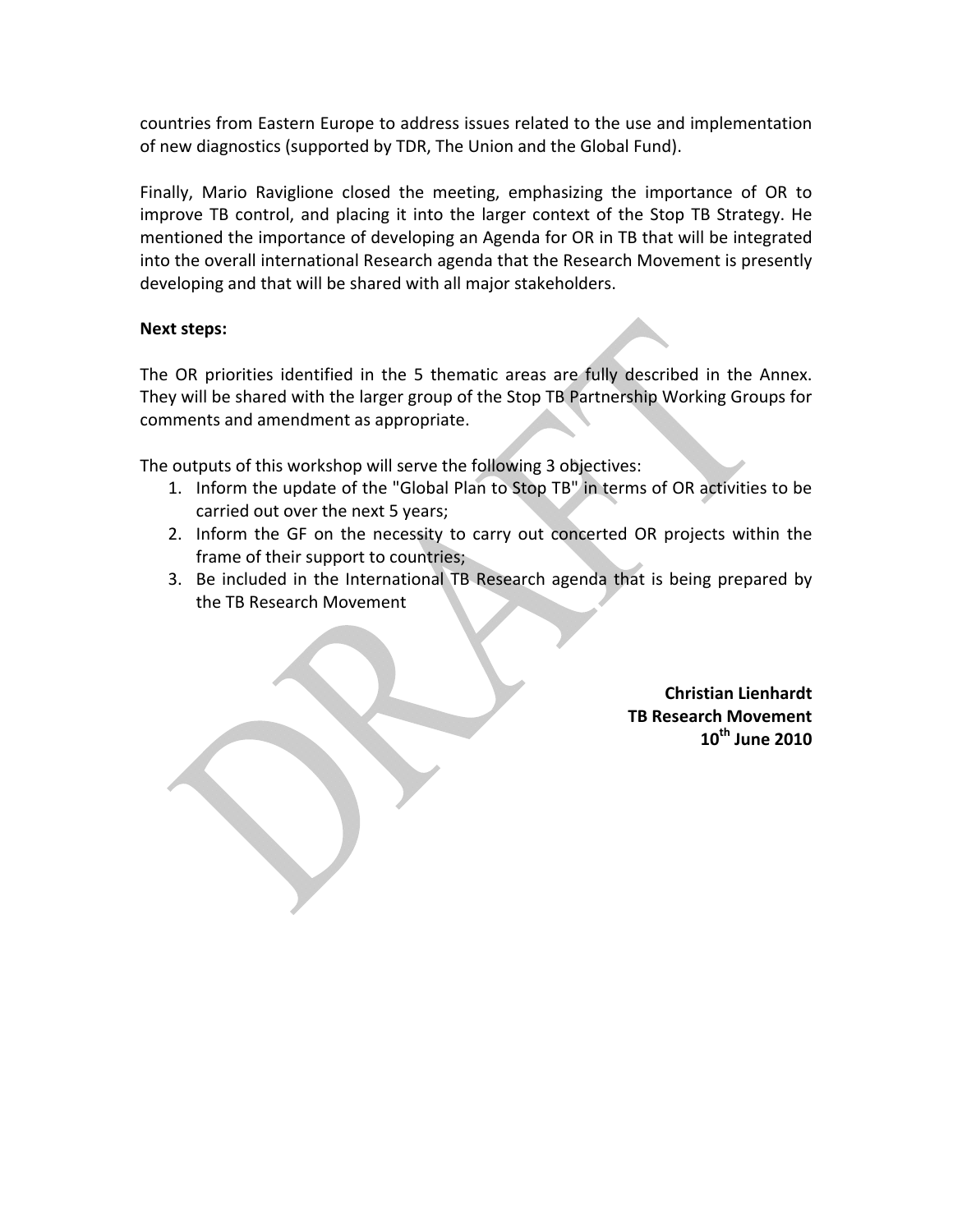countries from Eastern Europe to address issues related to the use and implementation of new diagnostics (supported by TDR, The Union and the Global Fund).

Finally, Mario Raviglione closed the meeting, emphasizing the importance of OR to improve TB control, and placing it into the larger context of the Stop TB Strategy. He mentioned the importance of developing an Agenda for OR in TB that will be integrated into the overall international Research agenda that the Research Movement is presently developing and that will be shared with all major stakeholders.

**Next steps:**

The OR priorities identified in the 5 thematic areas are fully described in the Annex. They will be shared with the larger group of the Stop TB Partnership Working Groups for comments and amendment as appropriate.

The outputs of this workshop will serve the following 3 objectives:

1. Inform the update of the "Global Plan to Stop TB" in terms of OR activities to be carried out over the next 5 years;
2. Inform the GF on the necessity to carry out concerted OR projects within the frame of their support to countries;
3. Be included in the International TB Research agenda that is being prepared by the TB Research Movement

**Christian Lienhardt**
**TB Research Movement**
**10th June 2010**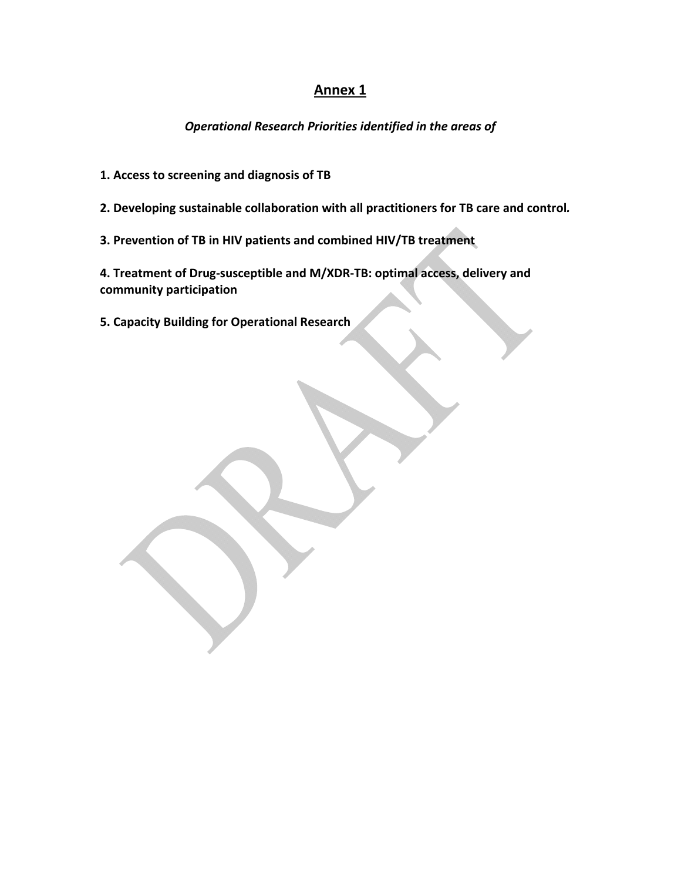## Annex 1

*Operational Research Priorities identified in the areas of*

**1. Access to screening and diagnosis of TB**

**2. Developing sustainable collaboration with all practitioners for TB care and control.**

**3. Prevention of TB in HIV patients and combined HIV/TB treatment**

**4. Treatment of Drug-susceptible and M/XDR-TB: optimal access, delivery and community participation**

**5. Capacity Building for Operational Research**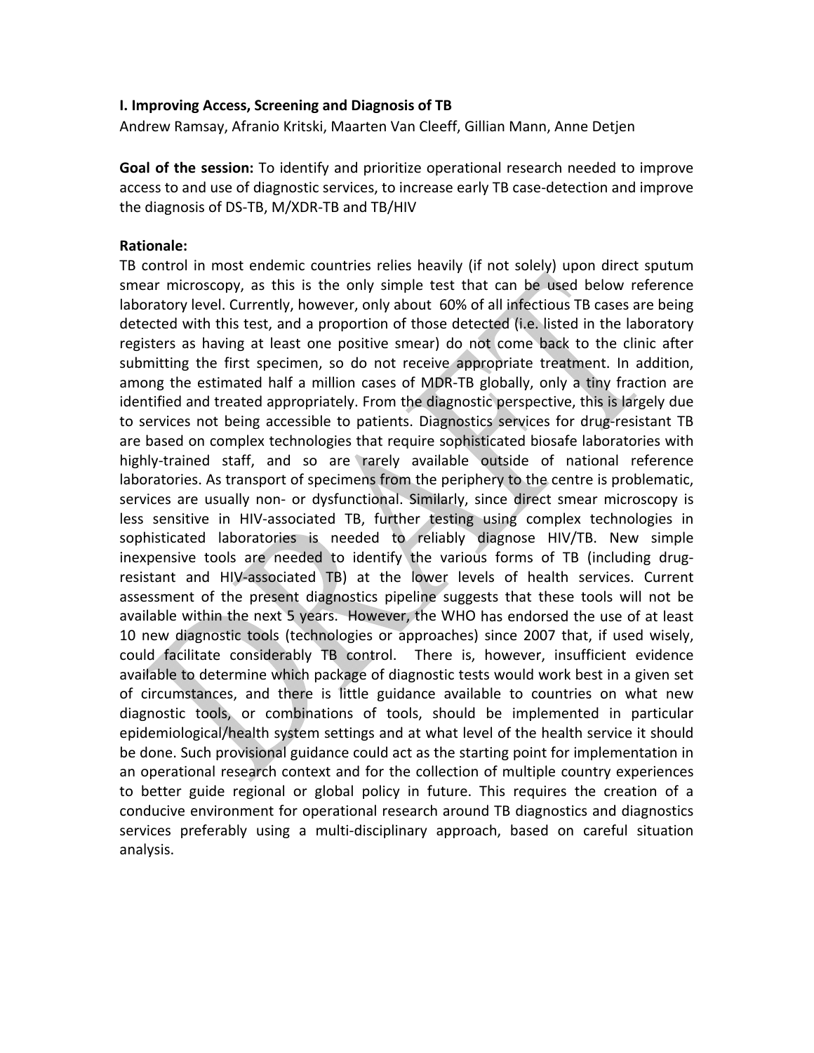**I. Improving Access, Screening and Diagnosis of TB**

Andrew Ramsay, Afranio Kritski, Maarten Van Cleeff, Gillian Mann, Anne Detjen

**Goal of the session:** To identify and prioritize operational research needed to improve access to and use of diagnostic services, to increase early TB case-detection and improve the diagnosis of DS-TB, M/XDR-TB and TB/HIV

**Rationale:**

TB control in most endemic countries relies heavily (if not solely) upon direct sputum smear microscopy, as this is the only simple test that can be used below reference laboratory level. Currently, however, only about 60% of all infectious TB cases are being detected with this test, and a proportion of those detected (i.e. listed in the laboratory registers as having at least one positive smear) do not come back to the clinic after submitting the first specimen, so do not receive appropriate treatment. In addition, among the estimated half a million cases of MDR-TB globally, only a tiny fraction are identified and treated appropriately. From the diagnostic perspective, this is largely due to services not being accessible to patients. Diagnostics services for drug-resistant TB are based on complex technologies that require sophisticated biosafe laboratories with highly-trained staff, and so are rarely available outside of national reference laboratories. As transport of specimens from the periphery to the centre is problematic, services are usually non- or dysfunctional. Similarly, since direct smear microscopy is less sensitive in HIV-associated TB, further testing using complex technologies in sophisticated laboratories is needed to reliably diagnose HIV/TB. New simple inexpensive tools are needed to identify the various forms of TB (including drug-resistant and HIV-associated TB) at the lower levels of health services. Current assessment of the present diagnostics pipeline suggests that these tools will not be available within the next 5 years. However, the WHO has endorsed the use of at least 10 new diagnostic tools (technologies or approaches) since 2007 that, if used wisely, could facilitate considerably TB control. There is, however, insufficient evidence available to determine which package of diagnostic tests would work best in a given set of circumstances, and there is little guidance available to countries on what new diagnostic tools, or combinations of tools, should be implemented in particular epidemiological/health system settings and at what level of the health service it should be done. Such provisional guidance could act as the starting point for implementation in an operational research context and for the collection of multiple country experiences to better guide regional or global policy in future. This requires the creation of a conducive environment for operational research around TB diagnostics and diagnostics services preferably using a multi-disciplinary approach, based on careful situation analysis.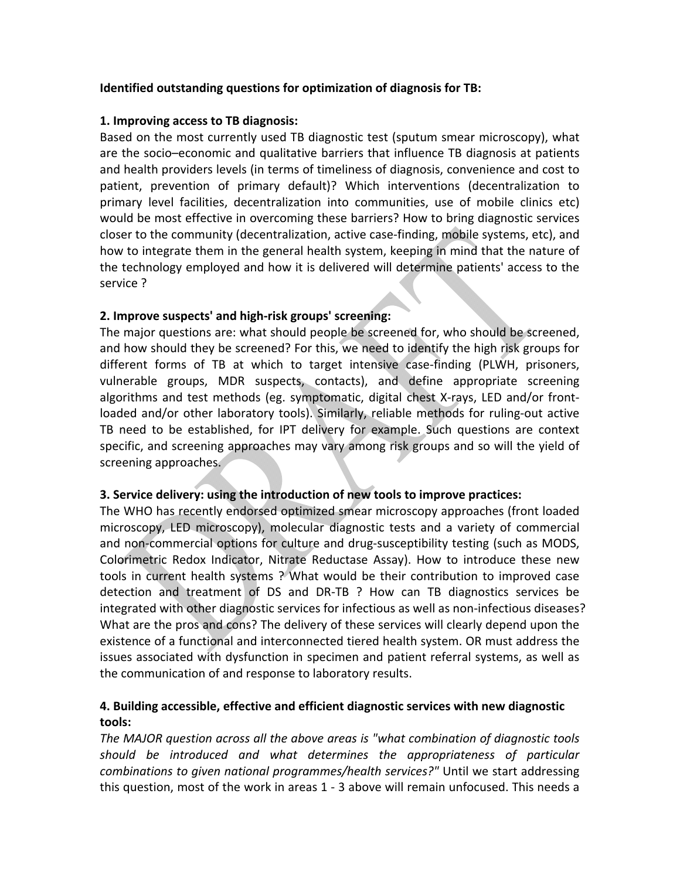**Identified outstanding questions for optimization of diagnosis for TB:**

**1. Improving access to TB diagnosis:**

Based on the most currently used TB diagnostic test (sputum smear microscopy), what are the socio–economic and qualitative barriers that influence TB diagnosis at patients and health providers levels (in terms of timeliness of diagnosis, convenience and cost to patient, prevention of primary default)? Which interventions (decentralization to primary level facilities, decentralization into communities, use of mobile clinics etc) would be most effective in overcoming these barriers? How to bring diagnostic services closer to the community (decentralization, active case-finding, mobile systems, etc), and how to integrate them in the general health system, keeping in mind that the nature of the technology employed and how it is delivered will determine patients' access to the service ?

**2. Improve suspects' and high-risk groups' screening:**

The major questions are: what should people be screened for, who should be screened, and how should they be screened? For this, we need to identify the high risk groups for different forms of TB at which to target intensive case-finding (PLWH, prisoners, vulnerable groups, MDR suspects, contacts), and define appropriate screening algorithms and test methods (eg. symptomatic, digital chest X-rays, LED and/or front-loaded and/or other laboratory tools). Similarly, reliable methods for ruling-out active TB need to be established, for IPT delivery for example. Such questions are context specific, and screening approaches may vary among risk groups and so will the yield of screening approaches.

**3. Service delivery: using the introduction of new tools to improve practices:**

The WHO has recently endorsed optimized smear microscopy approaches (front loaded microscopy, LED microscopy), molecular diagnostic tests and a variety of commercial and non-commercial options for culture and drug-susceptibility testing (such as MODS, Colorimetric Redox Indicator, Nitrate Reductase Assay). How to introduce these new tools in current health systems ? What would be their contribution to improved case detection and treatment of DS and DR-TB ? How can TB diagnostics services be integrated with other diagnostic services for infectious as well as non-infectious diseases? What are the pros and cons? The delivery of these services will clearly depend upon the existence of a functional and interconnected tiered health system. OR must address the issues associated with dysfunction in specimen and patient referral systems, as well as the communication of and response to laboratory results.

**4. Building accessible, effective and efficient diagnostic services with new diagnostic tools:**

*The MAJOR question across all the above areas is "what combination of diagnostic tools should be introduced and what determines the appropriateness of particular combinations to given national programmes/health services?"* Until we start addressing this question, most of the work in areas 1 - 3 above will remain unfocused. This needs a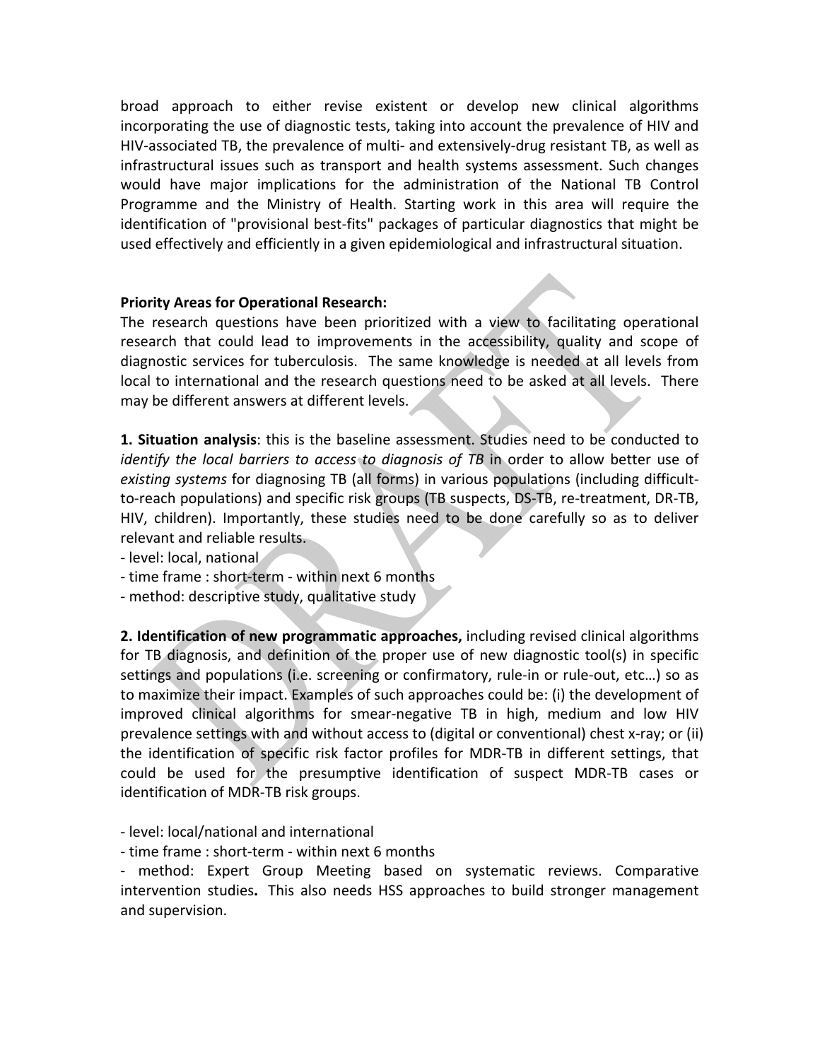broad approach to either revise existent or develop new clinical algorithms incorporating the use of diagnostic tests, taking into account the prevalence of HIV and HIV-associated TB, the prevalence of multi- and extensively-drug resistant TB, as well as infrastructural issues such as transport and health systems assessment. Such changes would have major implications for the administration of the National TB Control Programme and the Ministry of Health. Starting work in this area will require the identification of "provisional best-fits" packages of particular diagnostics that might be used effectively and efficiently in a given epidemiological and infrastructural situation.

**Priority Areas for Operational Research:**

The research questions have been prioritized with a view to facilitating operational research that could lead to improvements in the accessibility, quality and scope of diagnostic services for tuberculosis. The same knowledge is needed at all levels from local to international and the research questions need to be asked at all levels. There may be different answers at different levels.

**1. Situation analysis**: this is the baseline assessment. Studies need to be conducted to *identify the local barriers to access to diagnosis of TB* in order to allow better use of *existing systems* for diagnosing TB (all forms) in various populations (including difficult-to-reach populations) and specific risk groups (TB suspects, DS-TB, re-treatment, DR-TB, HIV, children). Importantly, these studies need to be done carefully so as to deliver relevant and reliable results.

- level: local, national
- time frame : short-term - within next 6 months
- method: descriptive study, qualitative study

**2. Identification of new programmatic approaches,** including revised clinical algorithms for TB diagnosis, and definition of the proper use of new diagnostic tool(s) in specific settings and populations (i.e. screening or confirmatory, rule-in or rule-out, etc…) so as to maximize their impact. Examples of such approaches could be: (i) the development of improved clinical algorithms for smear-negative TB in high, medium and low HIV prevalence settings with and without access to (digital or conventional) chest x-ray; or (ii) the identification of specific risk factor profiles for MDR-TB in different settings, that could be used for the presumptive identification of suspect MDR-TB cases or identification of MDR-TB risk groups.

- level: local/national and international
- time frame : short-term - within next 6 months
- method: Expert Group Meeting based on systematic reviews. Comparative intervention studies**.** This also needs HSS approaches to build stronger management and supervision.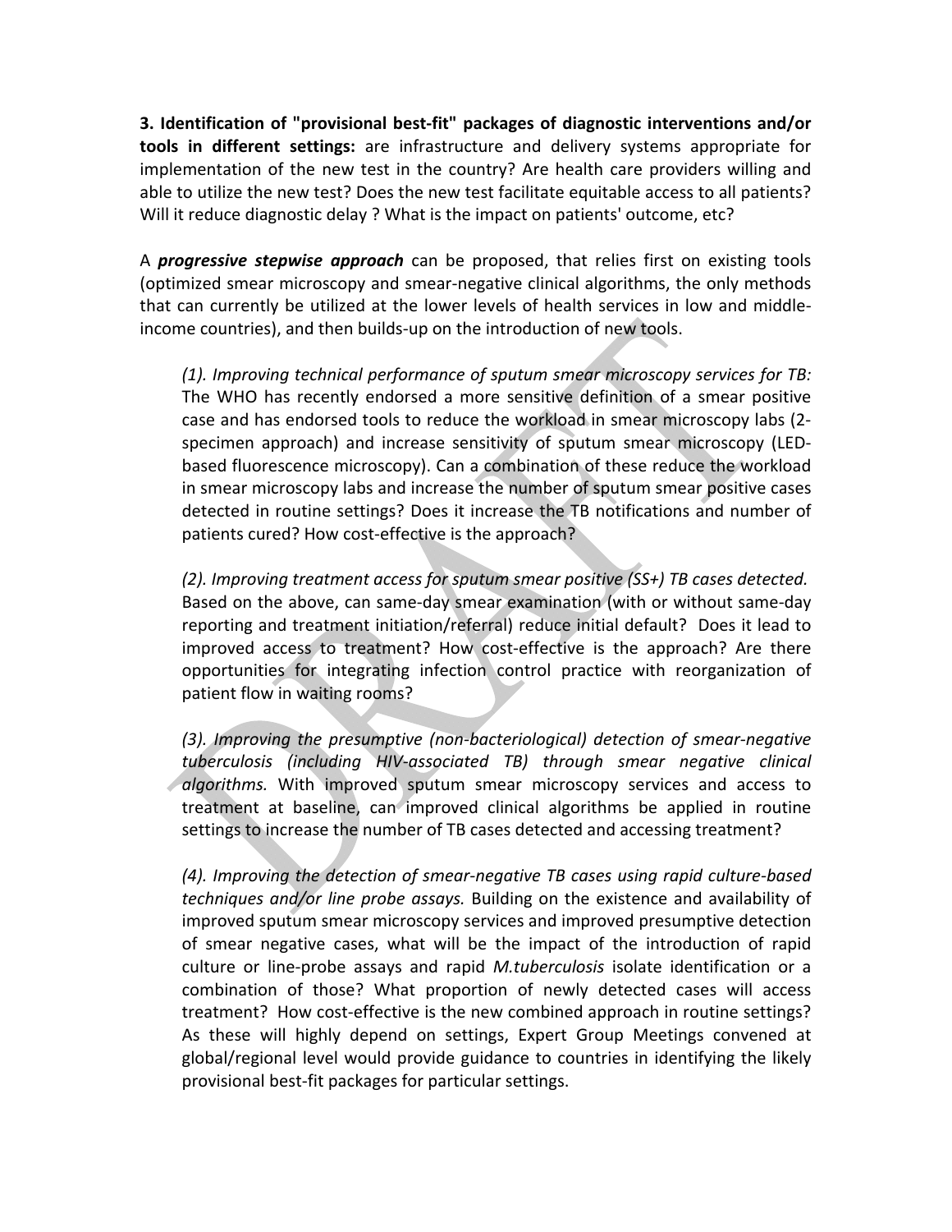**3. Identification of "provisional best-fit" packages of diagnostic interventions and/or tools in different settings:** are infrastructure and delivery systems appropriate for implementation of the new test in the country? Are health care providers willing and able to utilize the new test? Does the new test facilitate equitable access to all patients? Will it reduce diagnostic delay ? What is the impact on patients' outcome, etc?

A ***progressive stepwise approach*** can be proposed, that relies first on existing tools (optimized smear microscopy and smear-negative clinical algorithms, the only methods that can currently be utilized at the lower levels of health services in low and middle-income countries), and then builds-up on the introduction of new tools.

*(1). Improving technical performance of sputum smear microscopy services for TB:* The WHO has recently endorsed a more sensitive definition of a smear positive case and has endorsed tools to reduce the workload in smear microscopy labs (2-specimen approach) and increase sensitivity of sputum smear microscopy (LED-based fluorescence microscopy). Can a combination of these reduce the workload in smear microscopy labs and increase the number of sputum smear positive cases detected in routine settings? Does it increase the TB notifications and number of patients cured? How cost-effective is the approach?

*(2). Improving treatment access for sputum smear positive (SS+) TB cases detected.* Based on the above, can same-day smear examination (with or without same-day reporting and treatment initiation/referral) reduce initial default? Does it lead to improved access to treatment? How cost-effective is the approach? Are there opportunities for integrating infection control practice with reorganization of patient flow in waiting rooms?

*(3). Improving the presumptive (non-bacteriological) detection of smear-negative tuberculosis (including HIV-associated TB) through smear negative clinical algorithms.* With improved sputum smear microscopy services and access to treatment at baseline, can improved clinical algorithms be applied in routine settings to increase the number of TB cases detected and accessing treatment?

*(4). Improving the detection of smear-negative TB cases using rapid culture-based techniques and/or line probe assays.* Building on the existence and availability of improved sputum smear microscopy services and improved presumptive detection of smear negative cases, what will be the impact of the introduction of rapid culture or line-probe assays and rapid *M.tuberculosis* isolate identification or a combination of those? What proportion of newly detected cases will access treatment? How cost-effective is the new combined approach in routine settings? As these will highly depend on settings, Expert Group Meetings convened at global/regional level would provide guidance to countries in identifying the likely provisional best-fit packages for particular settings.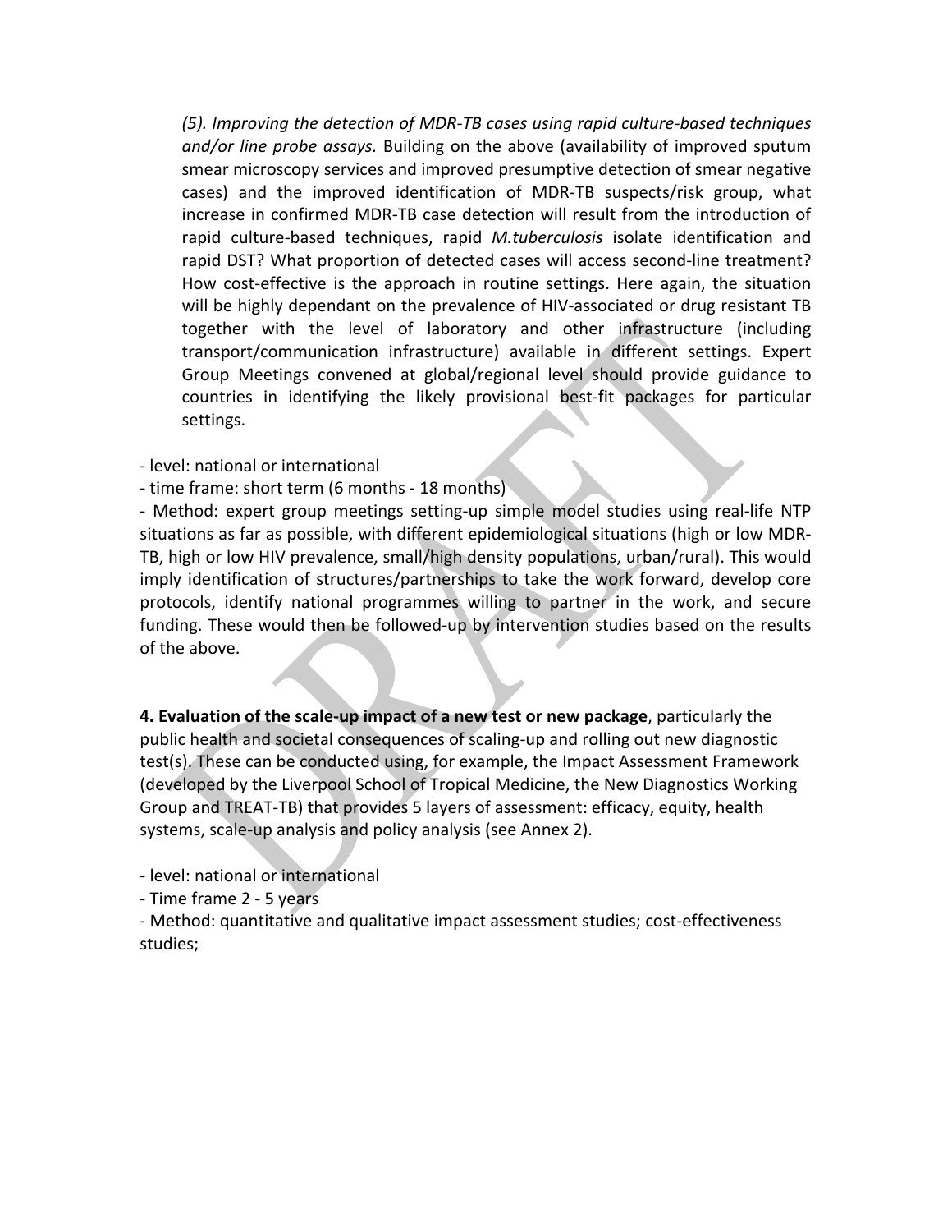*(5). Improving the detection of MDR-TB cases using rapid culture-based techniques and/or line probe assays.* Building on the above (availability of improved sputum smear microscopy services and improved presumptive detection of smear negative cases) and the improved identification of MDR-TB suspects/risk group, what increase in confirmed MDR-TB case detection will result from the introduction of rapid culture-based techniques, rapid *M.tuberculosis* isolate identification and rapid DST? What proportion of detected cases will access second-line treatment? How cost-effective is the approach in routine settings. Here again, the situation will be highly dependant on the prevalence of HIV-associated or drug resistant TB together with the level of laboratory and other infrastructure (including transport/communication infrastructure) available in different settings. Expert Group Meetings convened at global/regional level should provide guidance to countries in identifying the likely provisional best-fit packages for particular settings.

- level: national or international
- time frame: short term (6 months - 18 months)
- Method: expert group meetings setting-up simple model studies using real-life NTP situations as far as possible, with different epidemiological situations (high or low MDR-TB, high or low HIV prevalence, small/high density populations, urban/rural). This would imply identification of structures/partnerships to take the work forward, develop core protocols, identify national programmes willing to partner in the work, and secure funding. These would then be followed-up by intervention studies based on the results of the above.

**4. Evaluation of the scale-up impact of a new test or new package**, particularly the public health and societal consequences of scaling-up and rolling out new diagnostic test(s). These can be conducted using, for example, the Impact Assessment Framework (developed by the Liverpool School of Tropical Medicine, the New Diagnostics Working Group and TREAT-TB) that provides 5 layers of assessment: efficacy, equity, health systems, scale-up analysis and policy analysis (see Annex 2).

- level: national or international
- Time frame 2 - 5 years
- Method: quantitative and qualitative impact assessment studies; cost-effectiveness studies;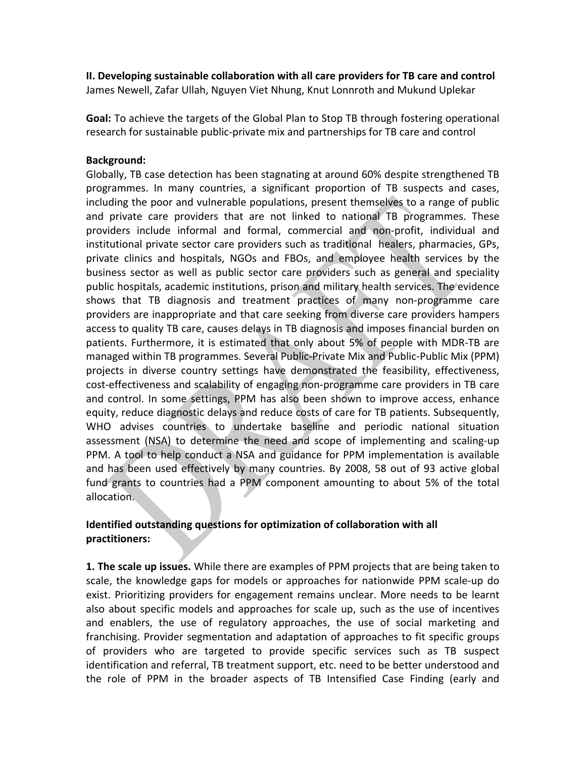**II. Developing sustainable collaboration with all care providers for TB care and control**
James Newell, Zafar Ullah, Nguyen Viet Nhung, Knut Lonnroth and Mukund Uplekar

**Goal:** To achieve the targets of the Global Plan to Stop TB through fostering operational research for sustainable public-private mix and partnerships for TB care and control

**Background:**
Globally, TB case detection has been stagnating at around 60% despite strengthened TB programmes. In many countries, a significant proportion of TB suspects and cases, including the poor and vulnerable populations, present themselves to a range of public and private care providers that are not linked to national TB programmes. These providers include informal and formal, commercial and non-profit, individual and institutional private sector care providers such as traditional healers, pharmacies, GPs, private clinics and hospitals, NGOs and FBOs, and employee health services by the business sector as well as public sector care providers such as general and speciality public hospitals, academic institutions, prison and military health services. The evidence shows that TB diagnosis and treatment practices of many non-programme care providers are inappropriate and that care seeking from diverse care providers hampers access to quality TB care, causes delays in TB diagnosis and imposes financial burden on patients. Furthermore, it is estimated that only about 5% of people with MDR-TB are managed within TB programmes. Several Public-Private Mix and Public-Public Mix (PPM) projects in diverse country settings have demonstrated the feasibility, effectiveness, cost-effectiveness and scalability of engaging non-programme care providers in TB care and control. In some settings, PPM has also been shown to improve access, enhance equity, reduce diagnostic delays and reduce costs of care for TB patients. Subsequently, WHO advises countries to undertake baseline and periodic national situation assessment (NSA) to determine the need and scope of implementing and scaling-up PPM. A tool to help conduct a NSA and guidance for PPM implementation is available and has been used effectively by many countries. By 2008, 58 out of 93 active global fund grants to countries had a PPM component amounting to about 5% of the total allocation.

**Identified outstanding questions for optimization of collaboration with all practitioners:**

**1. The scale up issues.** While there are examples of PPM projects that are being taken to scale, the knowledge gaps for models or approaches for nationwide PPM scale-up do exist. Prioritizing providers for engagement remains unclear. More needs to be learnt also about specific models and approaches for scale up, such as the use of incentives and enablers, the use of regulatory approaches, the use of social marketing and franchising. Provider segmentation and adaptation of approaches to fit specific groups of providers who are targeted to provide specific services such as TB suspect identification and referral, TB treatment support, etc. need to be better understood and the role of PPM in the broader aspects of TB Intensified Case Finding (early and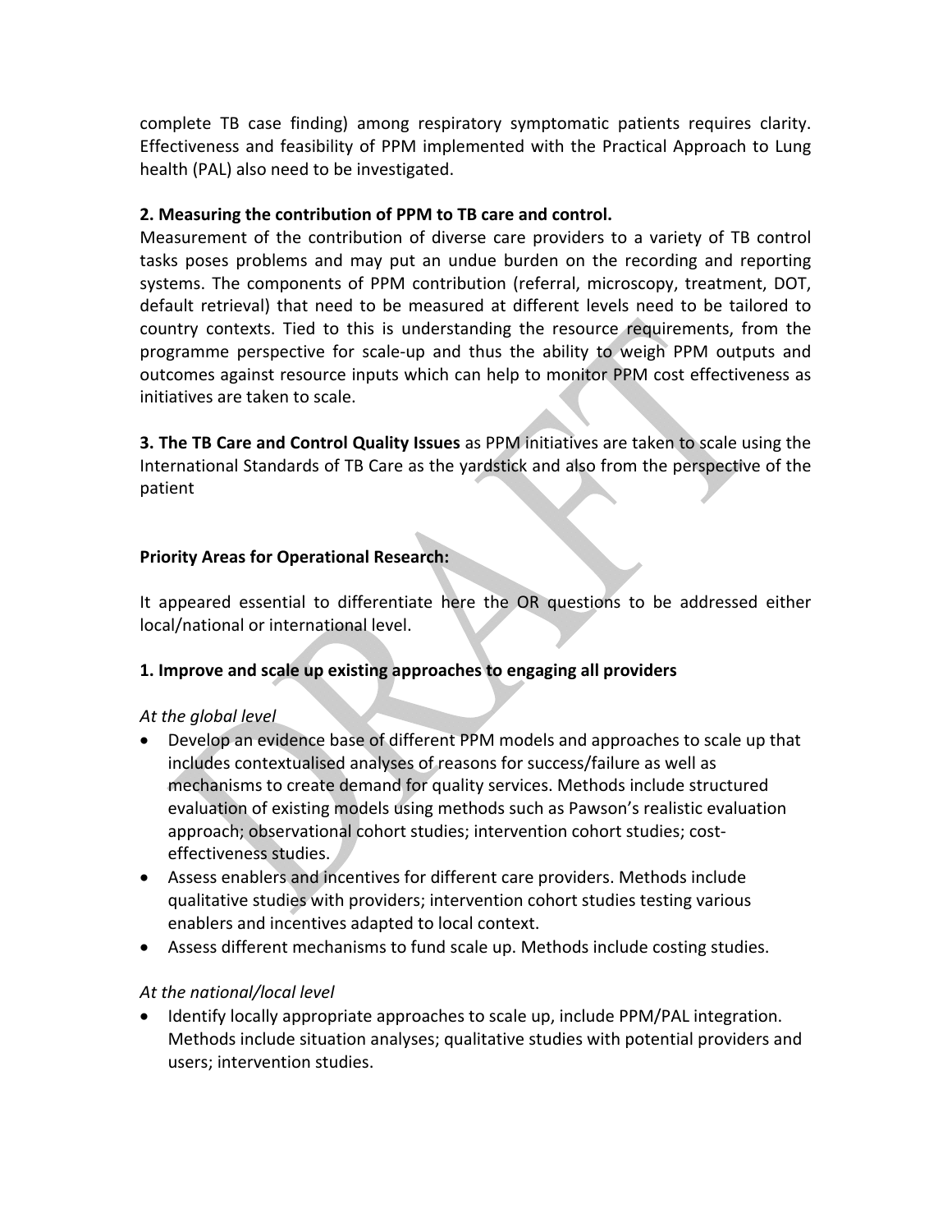complete TB case finding) among respiratory symptomatic patients requires clarity. Effectiveness and feasibility of PPM implemented with the Practical Approach to Lung health (PAL) also need to be investigated.

**2. Measuring the contribution of PPM to TB care and control.**

Measurement of the contribution of diverse care providers to a variety of TB control tasks poses problems and may put an undue burden on the recording and reporting systems. The components of PPM contribution (referral, microscopy, treatment, DOT, default retrieval) that need to be measured at different levels need to be tailored to country contexts. Tied to this is understanding the resource requirements, from the programme perspective for scale-up and thus the ability to weigh PPM outputs and outcomes against resource inputs which can help to monitor PPM cost effectiveness as initiatives are taken to scale.

**3. The TB Care and Control Quality Issues** as PPM initiatives are taken to scale using the International Standards of TB Care as the yardstick and also from the perspective of the patient

**Priority Areas for Operational Research:**

It appeared essential to differentiate here the OR questions to be addressed either local/national or international level.

**1. Improve and scale up existing approaches to engaging all providers**

*At the global level*

- Develop an evidence base of different PPM models and approaches to scale up that includes contextualised analyses of reasons for success/failure as well as mechanisms to create demand for quality services. Methods include structured evaluation of existing models using methods such as Pawson's realistic evaluation approach; observational cohort studies; intervention cohort studies; cost-effectiveness studies.
- Assess enablers and incentives for different care providers. Methods include qualitative studies with providers; intervention cohort studies testing various enablers and incentives adapted to local context.
- Assess different mechanisms to fund scale up. Methods include costing studies.

*At the national/local level*

- Identify locally appropriate approaches to scale up, include PPM/PAL integration. Methods include situation analyses; qualitative studies with potential providers and users; intervention studies.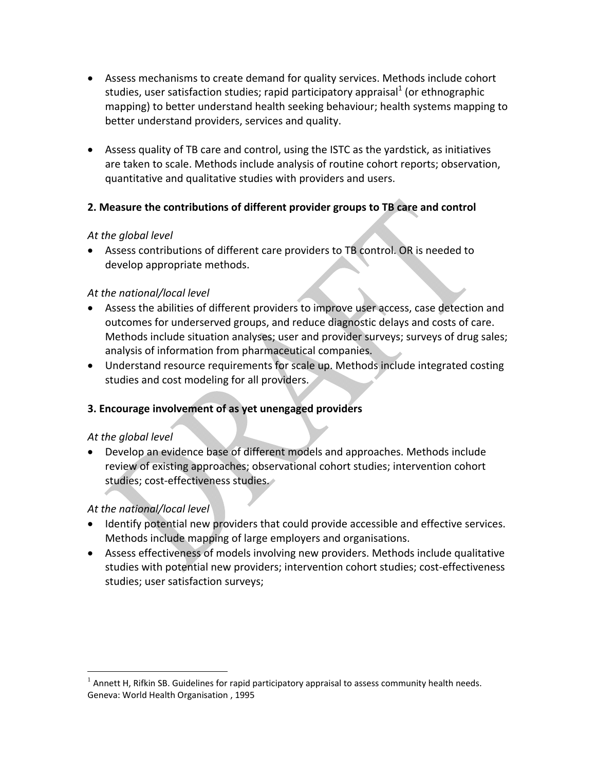- Assess mechanisms to create demand for quality services. Methods include cohort studies, user satisfaction studies; rapid participatory appraisal[1] (or ethnographic mapping) to better understand health seeking behaviour; health systems mapping to better understand providers, services and quality.

- Assess quality of TB care and control, using the ISTC as the yardstick, as initiatives are taken to scale. Methods include analysis of routine cohort reports; observation, quantitative and qualitative studies with providers and users.

**2. Measure the contributions of different provider groups to TB care and control**

*At the global level*

- Assess contributions of different care providers to TB control. OR is needed to develop appropriate methods.

*At the national/local level*

- Assess the abilities of different providers to improve user access, case detection and outcomes for underserved groups, and reduce diagnostic delays and costs of care. Methods include situation analyses; user and provider surveys; surveys of drug sales; analysis of information from pharmaceutical companies.
- Understand resource requirements for scale up. Methods include integrated costing studies and cost modeling for all providers.

**3. Encourage involvement of as yet unengaged providers**

*At the global level*

- Develop an evidence base of different models and approaches. Methods include review of existing approaches; observational cohort studies; intervention cohort studies; cost-effectiveness studies.

*At the national/local level*

- Identify potential new providers that could provide accessible and effective services. Methods include mapping of large employers and organisations.
- Assess effectiveness of models involving new providers. Methods include qualitative studies with potential new providers; intervention cohort studies; cost-effectiveness studies; user satisfaction surveys;

[1] Annett H, Rifkin SB. Guidelines for rapid participatory appraisal to assess community health needs. Geneva: World Health Organisation , 1995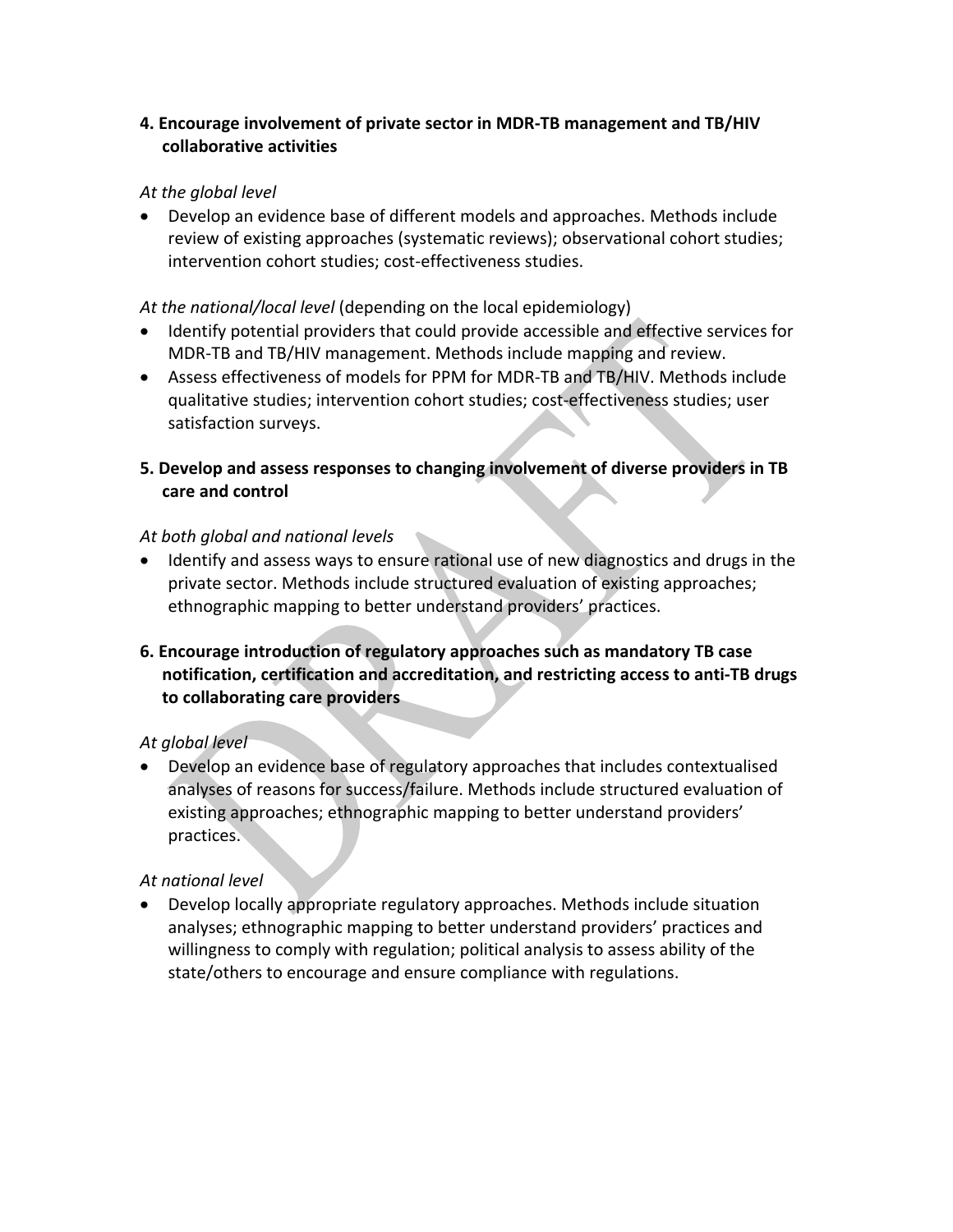**4. Encourage involvement of private sector in MDR-TB management and TB/HIV collaborative activities**

*At the global level*

- Develop an evidence base of different models and approaches. Methods include review of existing approaches (systematic reviews); observational cohort studies; intervention cohort studies; cost-effectiveness studies.

*At the national/local level* (depending on the local epidemiology)

- Identify potential providers that could provide accessible and effective services for MDR-TB and TB/HIV management. Methods include mapping and review.
- Assess effectiveness of models for PPM for MDR-TB and TB/HIV. Methods include qualitative studies; intervention cohort studies; cost-effectiveness studies; user satisfaction surveys.

**5. Develop and assess responses to changing involvement of diverse providers in TB care and control**

*At both global and national levels*

- Identify and assess ways to ensure rational use of new diagnostics and drugs in the private sector. Methods include structured evaluation of existing approaches; ethnographic mapping to better understand providers' practices.

**6. Encourage introduction of regulatory approaches such as mandatory TB case notification, certification and accreditation, and restricting access to anti-TB drugs to collaborating care providers**

*At global level*

- Develop an evidence base of regulatory approaches that includes contextualised analyses of reasons for success/failure. Methods include structured evaluation of existing approaches; ethnographic mapping to better understand providers' practices.

*At national level*

- Develop locally appropriate regulatory approaches. Methods include situation analyses; ethnographic mapping to better understand providers' practices and willingness to comply with regulation; political analysis to assess ability of the state/others to encourage and ensure compliance with regulations.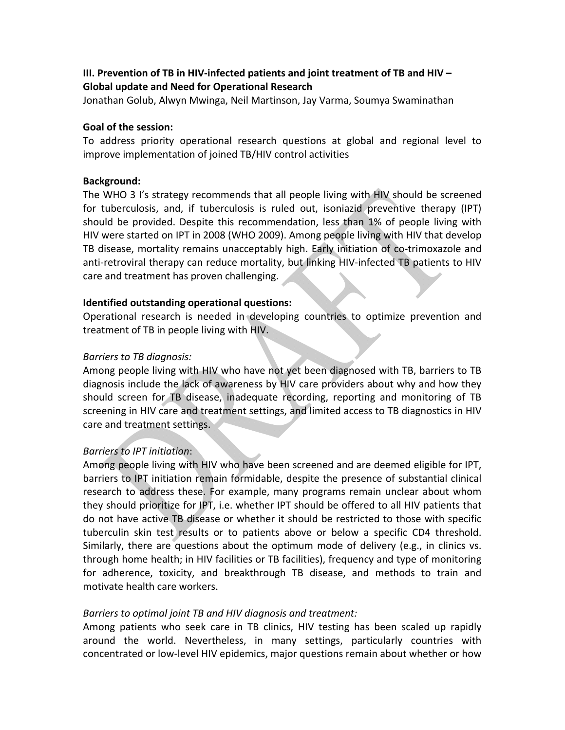### III. Prevention of TB in HIV-infected patients and joint treatment of TB and HIV – Global update and Need for Operational Research

Jonathan Golub, Alwyn Mwinga, Neil Martinson, Jay Varma, Soumya Swaminathan

**Goal of the session:**

To address priority operational research questions at global and regional level to improve implementation of joined TB/HIV control activities

**Background:**

The WHO 3 I's strategy recommends that all people living with HIV should be screened for tuberculosis, and, if tuberculosis is ruled out, isoniazid preventive therapy (IPT) should be provided. Despite this recommendation, less than 1% of people living with HIV were started on IPT in 2008 (WHO 2009). Among people living with HIV that develop TB disease, mortality remains unacceptably high. Early initiation of co-trimoxazole and anti-retroviral therapy can reduce mortality, but linking HIV-infected TB patients to HIV care and treatment has proven challenging.

**Identified outstanding operational questions:**

Operational research is needed in developing countries to optimize prevention and treatment of TB in people living with HIV.

*Barriers to TB diagnosis:*

Among people living with HIV who have not yet been diagnosed with TB, barriers to TB diagnosis include the lack of awareness by HIV care providers about why and how they should screen for TB disease, inadequate recording, reporting and monitoring of TB screening in HIV care and treatment settings, and limited access to TB diagnostics in HIV care and treatment settings.

*Barriers to IPT initiation*:

Among people living with HIV who have been screened and are deemed eligible for IPT, barriers to IPT initiation remain formidable, despite the presence of substantial clinical research to address these. For example, many programs remain unclear about whom they should prioritize for IPT, i.e. whether IPT should be offered to all HIV patients that do not have active TB disease or whether it should be restricted to those with specific tuberculin skin test results or to patients above or below a specific CD4 threshold. Similarly, there are questions about the optimum mode of delivery (e.g., in clinics vs. through home health; in HIV facilities or TB facilities), frequency and type of monitoring for adherence, toxicity, and breakthrough TB disease, and methods to train and motivate health care workers.

*Barriers to optimal joint TB and HIV diagnosis and treatment:*

Among patients who seek care in TB clinics, HIV testing has been scaled up rapidly around the world. Nevertheless, in many settings, particularly countries with concentrated or low-level HIV epidemics, major questions remain about whether or how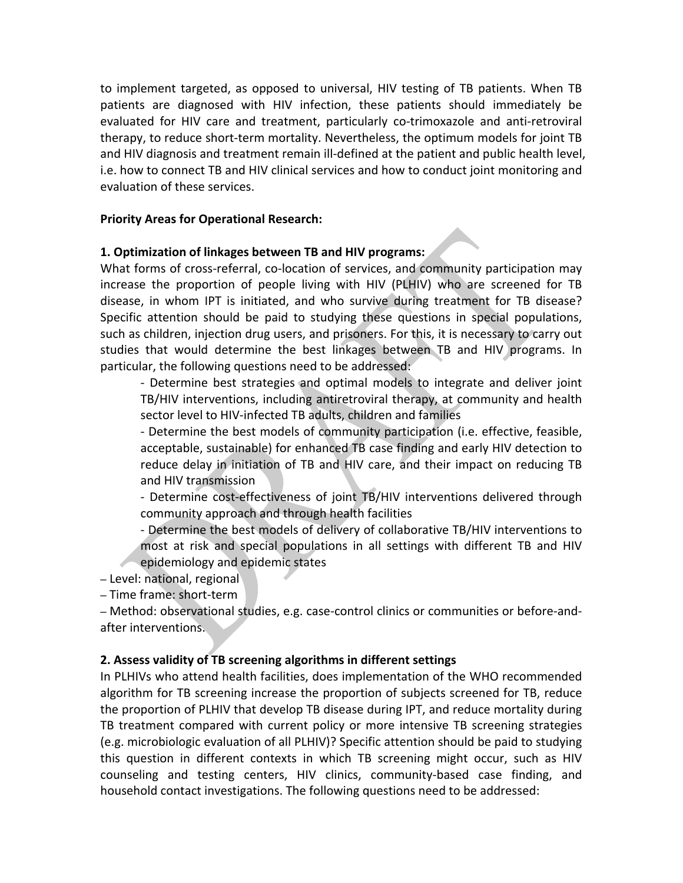to implement targeted, as opposed to universal, HIV testing of TB patients. When TB patients are diagnosed with HIV infection, these patients should immediately be evaluated for HIV care and treatment, particularly co-trimoxazole and anti-retroviral therapy, to reduce short-term mortality. Nevertheless, the optimum models for joint TB and HIV diagnosis and treatment remain ill-defined at the patient and public health level, i.e. how to connect TB and HIV clinical services and how to conduct joint monitoring and evaluation of these services.

**Priority Areas for Operational Research:**

**1. Optimization of linkages between TB and HIV programs:**

What forms of cross-referral, co-location of services, and community participation may increase the proportion of people living with HIV (PLHIV) who are screened for TB disease, in whom IPT is initiated, and who survive during treatment for TB disease? Specific attention should be paid to studying these questions in special populations, such as children, injection drug users, and prisoners. For this, it is necessary to carry out studies that would determine the best linkages between TB and HIV programs. In particular, the following questions need to be addressed:

- Determine best strategies and optimal models to integrate and deliver joint TB/HIV interventions, including antiretroviral therapy, at community and health sector level to HIV-infected TB adults, children and families
- Determine the best models of community participation (i.e. effective, feasible, acceptable, sustainable) for enhanced TB case finding and early HIV detection to reduce delay in initiation of TB and HIV care, and their impact on reducing TB and HIV transmission
- Determine cost-effectiveness of joint TB/HIV interventions delivered through community approach and through health facilities
- Determine the best models of delivery of collaborative TB/HIV interventions to most at risk and special populations in all settings with different TB and HIV epidemiology and epidemic states

– Level: national, regional
– Time frame: short-term
– Method: observational studies, e.g. case-control clinics or communities or before-and-after interventions.

**2. Assess validity of TB screening algorithms in different settings**

In PLHIVs who attend health facilities, does implementation of the WHO recommended algorithm for TB screening increase the proportion of subjects screened for TB, reduce the proportion of PLHIV that develop TB disease during IPT, and reduce mortality during TB treatment compared with current policy or more intensive TB screening strategies (e.g. microbiologic evaluation of all PLHIV)? Specific attention should be paid to studying this question in different contexts in which TB screening might occur, such as HIV counseling and testing centers, HIV clinics, community-based case finding, and household contact investigations. The following questions need to be addressed: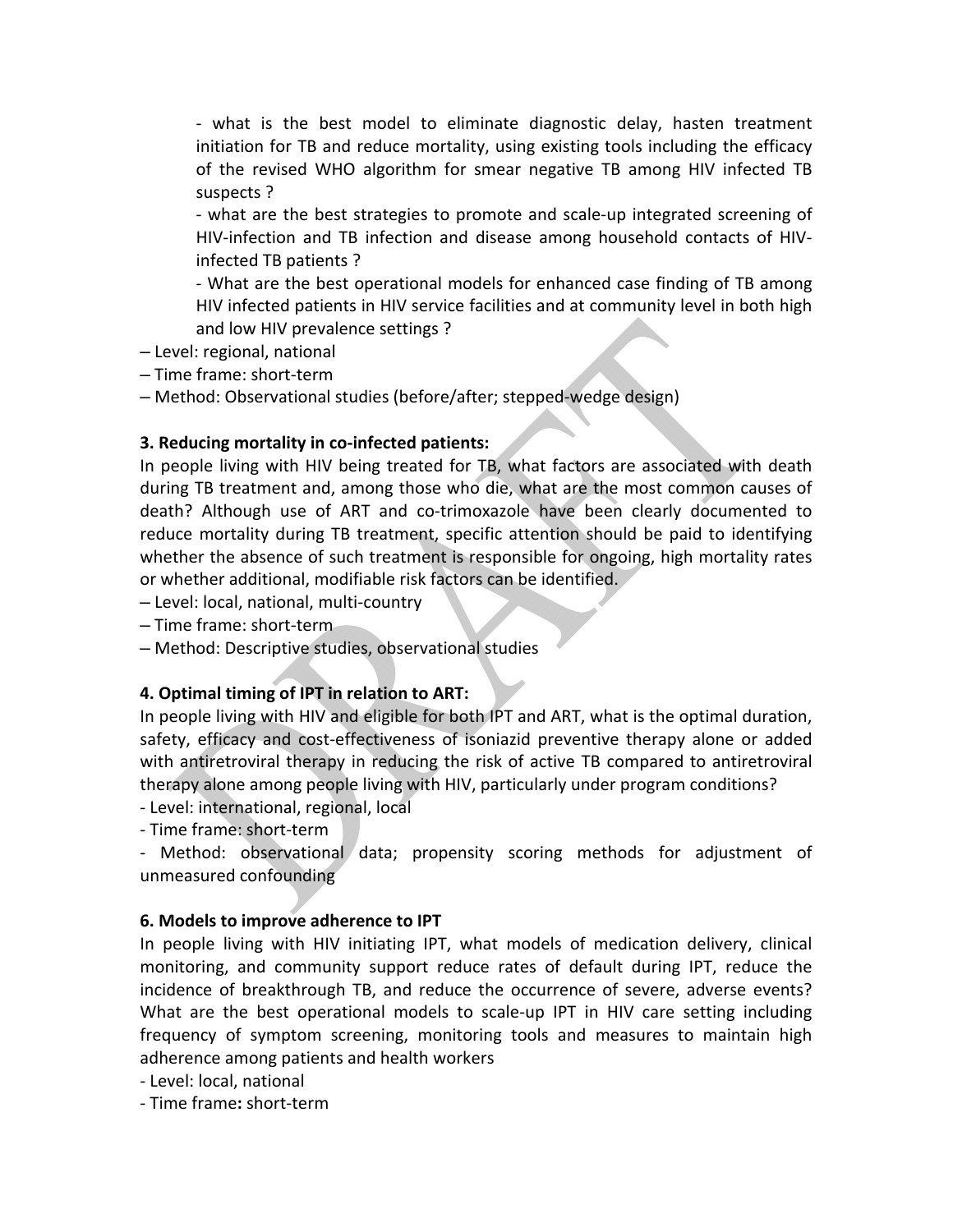- what is the best model to eliminate diagnostic delay, hasten treatment initiation for TB and reduce mortality, using existing tools including the efficacy of the revised WHO algorithm for smear negative TB among HIV infected TB suspects ?

- what are the best strategies to promote and scale-up integrated screening of HIV-infection and TB infection and disease among household contacts of HIV-infected TB patients ?

- What are the best operational models for enhanced case finding of TB among HIV infected patients in HIV service facilities and at community level in both high and low HIV prevalence settings ?

– Level: regional, national
– Time frame: short-term
– Method: Observational studies (before/after; stepped-wedge design)

**3. Reducing mortality in co-infected patients:**

In people living with HIV being treated for TB, what factors are associated with death during TB treatment and, among those who die, what are the most common causes of death? Although use of ART and co-trimoxazole have been clearly documented to reduce mortality during TB treatment, specific attention should be paid to identifying whether the absence of such treatment is responsible for ongoing, high mortality rates or whether additional, modifiable risk factors can be identified.

– Level: local, national, multi-country
– Time frame: short-term
– Method: Descriptive studies, observational studies

**4. Optimal timing of IPT in relation to ART:**

In people living with HIV and eligible for both IPT and ART, what is the optimal duration, safety, efficacy and cost-effectiveness of isoniazid preventive therapy alone or added with antiretroviral therapy in reducing the risk of active TB compared to antiretroviral therapy alone among people living with HIV, particularly under program conditions?

- Level: international, regional, local
- Time frame: short-term
- Method: observational data; propensity scoring methods for adjustment of unmeasured confounding

**6. Models to improve adherence to IPT**

In people living with HIV initiating IPT, what models of medication delivery, clinical monitoring, and community support reduce rates of default during IPT, reduce the incidence of breakthrough TB, and reduce the occurrence of severe, adverse events? What are the best operational models to scale-up IPT in HIV care setting including frequency of symptom screening, monitoring tools and measures to maintain high adherence among patients and health workers

- Level: local, national
- Time frame**:** short-term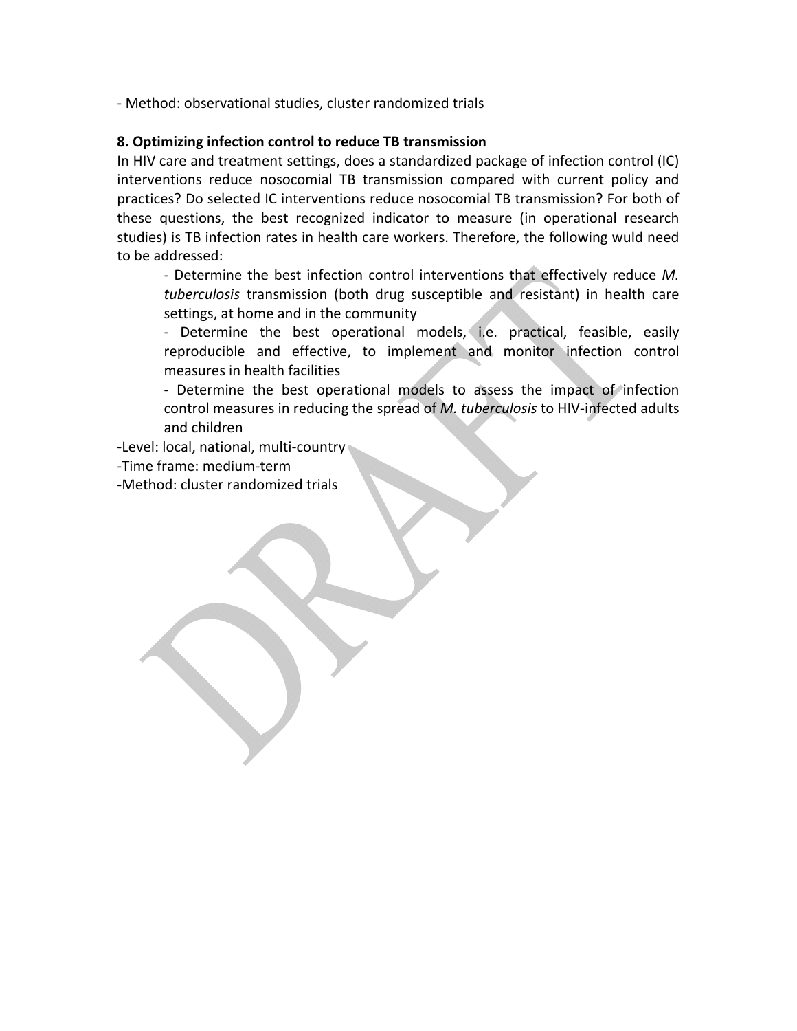- Method: observational studies, cluster randomized trials

**8. Optimizing infection control to reduce TB transmission**

In HIV care and treatment settings, does a standardized package of infection control (IC) interventions reduce nosocomial TB transmission compared with current policy and practices? Do selected IC interventions reduce nosocomial TB transmission? For both of these questions, the best recognized indicator to measure (in operational research studies) is TB infection rates in health care workers. Therefore, the following wuld need to be addressed:

- Determine the best infection control interventions that effectively reduce *M. tuberculosis* transmission (both drug susceptible and resistant) in health care settings, at home and in the community
- Determine the best operational models, i.e. practical, feasible, easily reproducible and effective, to implement and monitor infection control measures in health facilities
- Determine the best operational models to assess the impact of infection control measures in reducing the spread of *M. tuberculosis* to HIV-infected adults and children

-Level: local, national, multi-country
-Time frame: medium-term
-Method: cluster randomized trials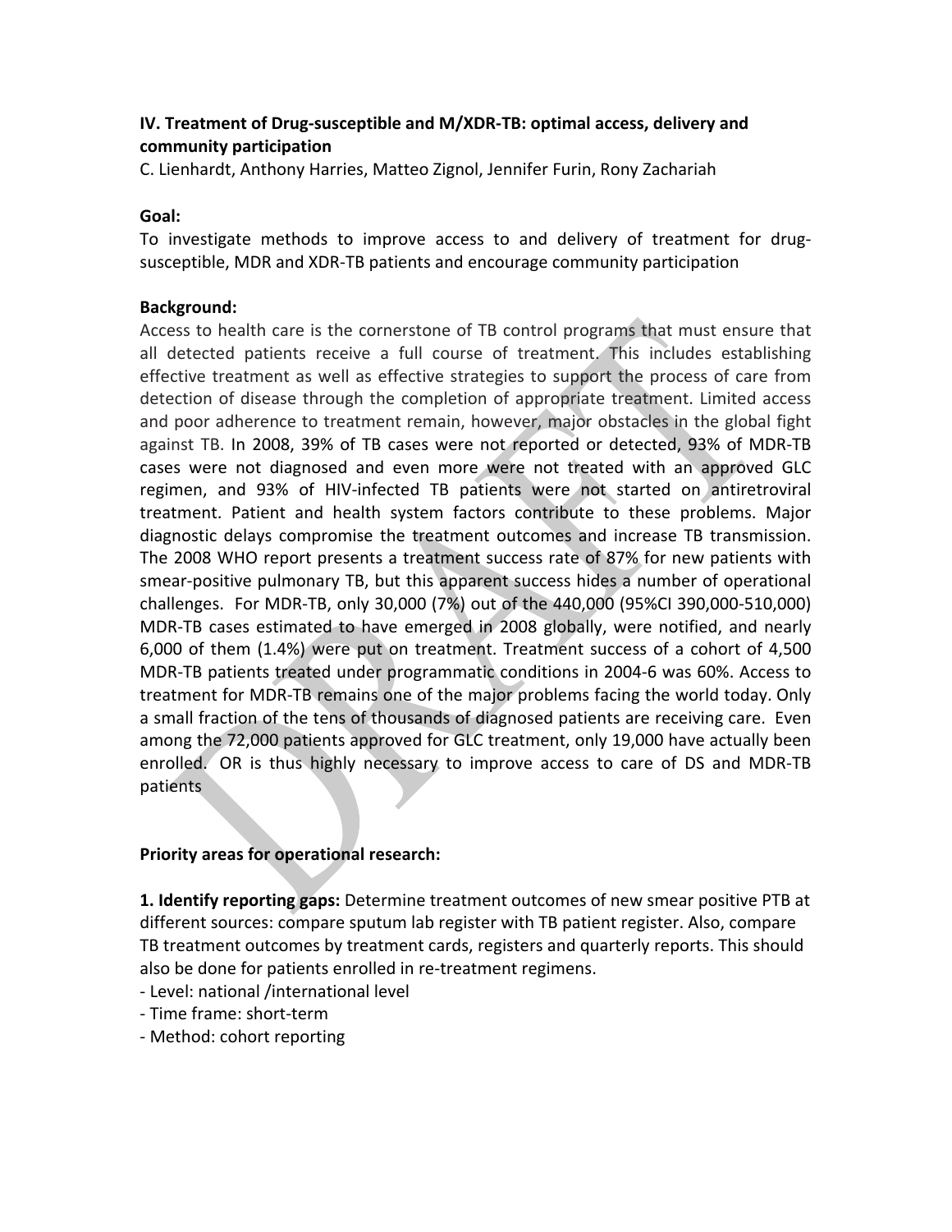## IV. Treatment of Drug-susceptible and M/XDR-TB: optimal access, delivery and community participation

C. Lienhardt, Anthony Harries, Matteo Zignol, Jennifer Furin, Rony Zachariah

**Goal:**

To investigate methods to improve access to and delivery of treatment for drug-susceptible, MDR and XDR-TB patients and encourage community participation

**Background:**

Access to health care is the cornerstone of TB control programs that must ensure that all detected patients receive a full course of treatment. This includes establishing effective treatment as well as effective strategies to support the process of care from detection of disease through the completion of appropriate treatment. Limited access and poor adherence to treatment remain, however, major obstacles in the global fight against TB. In 2008, 39% of TB cases were not reported or detected, 93% of MDR-TB cases were not diagnosed and even more were not treated with an approved GLC regimen, and 93% of HIV-infected TB patients were not started on antiretroviral treatment. Patient and health system factors contribute to these problems. Major diagnostic delays compromise the treatment outcomes and increase TB transmission. The 2008 WHO report presents a treatment success rate of 87% for new patients with smear-positive pulmonary TB, but this apparent success hides a number of operational challenges. For MDR-TB, only 30,000 (7%) out of the 440,000 (95%CI 390,000-510,000) MDR-TB cases estimated to have emerged in 2008 globally, were notified, and nearly 6,000 of them (1.4%) were put on treatment. Treatment success of a cohort of 4,500 MDR-TB patients treated under programmatic conditions in 2004-6 was 60%. Access to treatment for MDR-TB remains one of the major problems facing the world today. Only a small fraction of the tens of thousands of diagnosed patients are receiving care. Even among the 72,000 patients approved for GLC treatment, only 19,000 have actually been enrolled. OR is thus highly necessary to improve access to care of DS and MDR-TB patients

**Priority areas for operational research:**

**1. Identify reporting gaps:** Determine treatment outcomes of new smear positive PTB at different sources: compare sputum lab register with TB patient register. Also, compare TB treatment outcomes by treatment cards, registers and quarterly reports. This should also be done for patients enrolled in re-treatment regimens.

- Level: national /international level
- Time frame: short-term
- Method: cohort reporting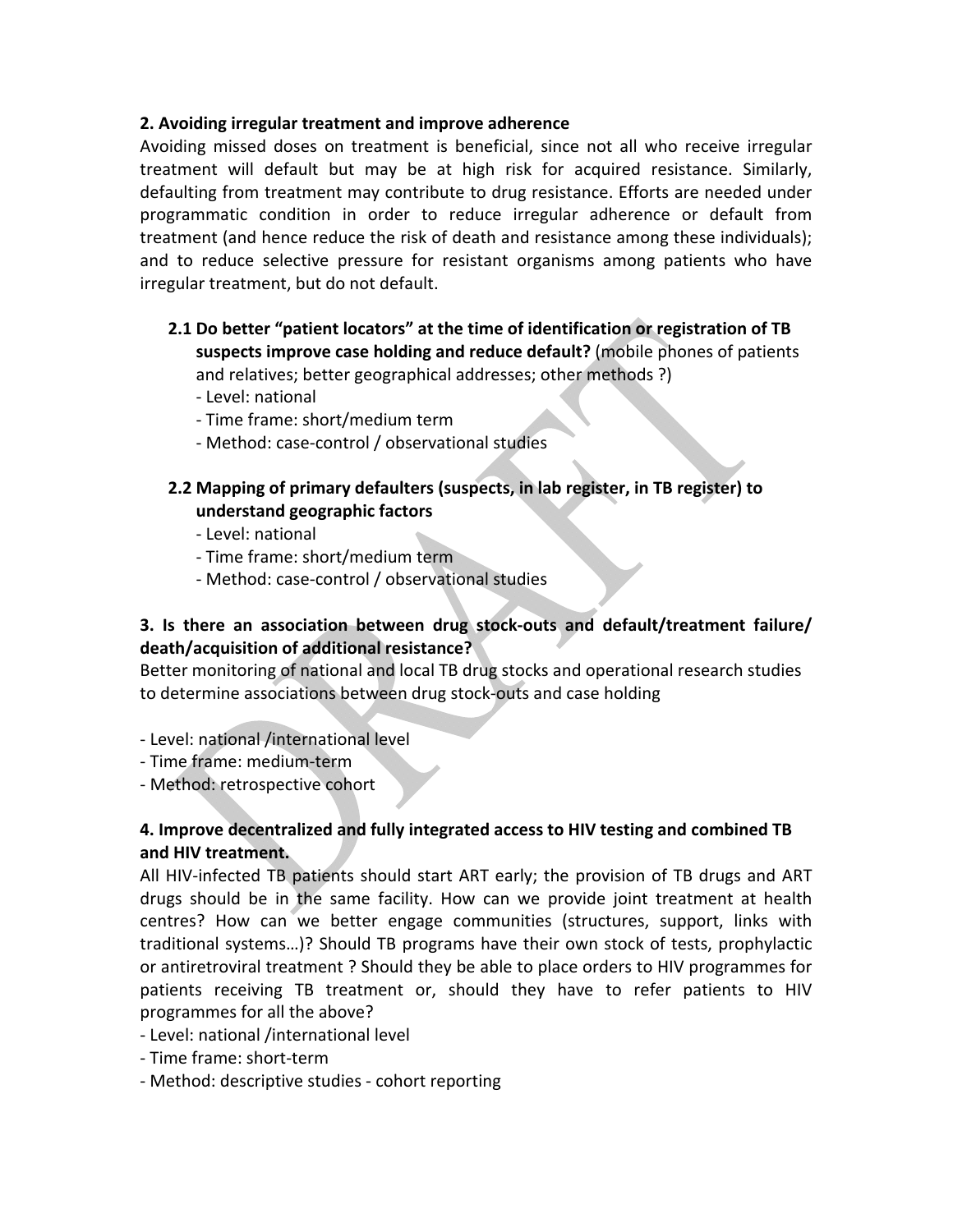**2. Avoiding irregular treatment and improve adherence**

Avoiding missed doses on treatment is beneficial, since not all who receive irregular treatment will default but may be at high risk for acquired resistance. Similarly, defaulting from treatment may contribute to drug resistance. Efforts are needed under programmatic condition in order to reduce irregular adherence or default from treatment (and hence reduce the risk of death and resistance among these individuals); and to reduce selective pressure for resistant organisms among patients who have irregular treatment, but do not default.

**2.1 Do better "patient locators" at the time of identification or registration of TB suspects improve case holding and reduce default?** (mobile phones of patients and relatives; better geographical addresses; other methods ?)

- Level: national
- Time frame: short/medium term
- Method: case-control / observational studies

**2.2 Mapping of primary defaulters (suspects, in lab register, in TB register) to understand geographic factors**

- Level: national
- Time frame: short/medium term
- Method: case-control / observational studies

**3. Is there an association between drug stock-outs and default/treatment failure/ death/acquisition of additional resistance?**

Better monitoring of national and local TB drug stocks and operational research studies to determine associations between drug stock-outs and case holding

- Level: national /international level
- Time frame: medium-term
- Method: retrospective cohort

**4. Improve decentralized and fully integrated access to HIV testing and combined TB and HIV treatment.**

All HIV-infected TB patients should start ART early; the provision of TB drugs and ART drugs should be in the same facility. How can we provide joint treatment at health centres? How can we better engage communities (structures, support, links with traditional systems…)? Should TB programs have their own stock of tests, prophylactic or antiretroviral treatment ? Should they be able to place orders to HIV programmes for patients receiving TB treatment or, should they have to refer patients to HIV programmes for all the above?

- Level: national /international level
- Time frame: short-term
- Method: descriptive studies - cohort reporting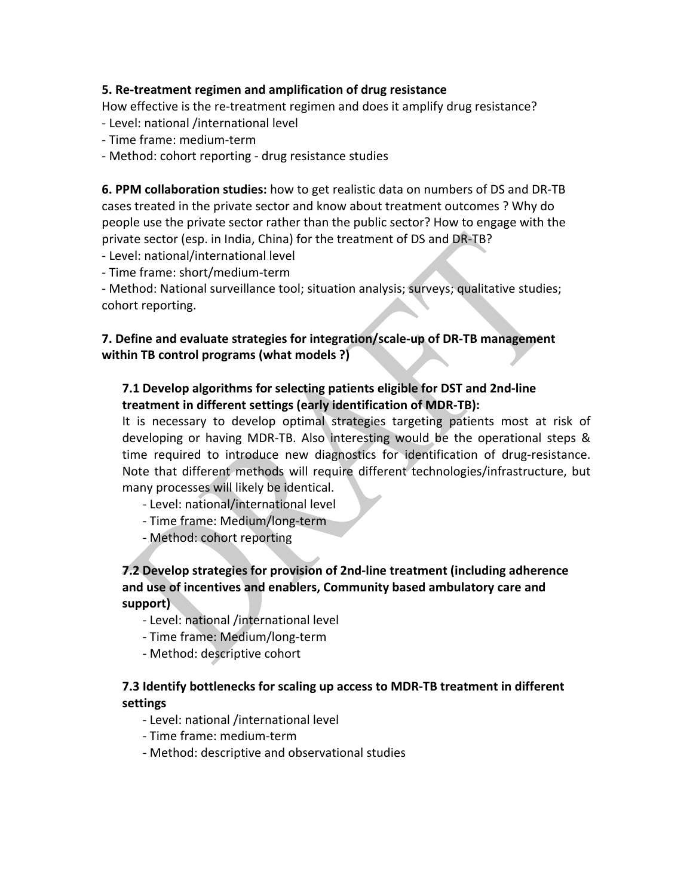**5. Re-treatment regimen and amplification of drug resistance**

How effective is the re-treatment regimen and does it amplify drug resistance?

- Level: national /international level
- Time frame: medium-term
- Method: cohort reporting - drug resistance studies

**6. PPM collaboration studies:** how to get realistic data on numbers of DS and DR-TB cases treated in the private sector and know about treatment outcomes ? Why do people use the private sector rather than the public sector? How to engage with the private sector (esp. in India, China) for the treatment of DS and DR-TB?

- Level: national/international level
- Time frame: short/medium-term
- Method: National surveillance tool; situation analysis; surveys; qualitative studies; cohort reporting.

**7. Define and evaluate strategies for integration/scale-up of DR-TB management within TB control programs (what models ?)**

**7.1 Develop algorithms for selecting patients eligible for DST and 2nd-line treatment in different settings (early identification of MDR-TB):**

It is necessary to develop optimal strategies targeting patients most at risk of developing or having MDR-TB. Also interesting would be the operational steps & time required to introduce new diagnostics for identification of drug-resistance. Note that different methods will require different technologies/infrastructure, but many processes will likely be identical.

- Level: national/international level
- Time frame: Medium/long-term
- Method: cohort reporting

**7.2 Develop strategies for provision of 2nd-line treatment (including adherence and use of incentives and enablers, Community based ambulatory care and support)**

- Level: national /international level
- Time frame: Medium/long-term
- Method: descriptive cohort

**7.3 Identify bottlenecks for scaling up access to MDR-TB treatment in different settings**

- Level: national /international level
- Time frame: medium-term
- Method: descriptive and observational studies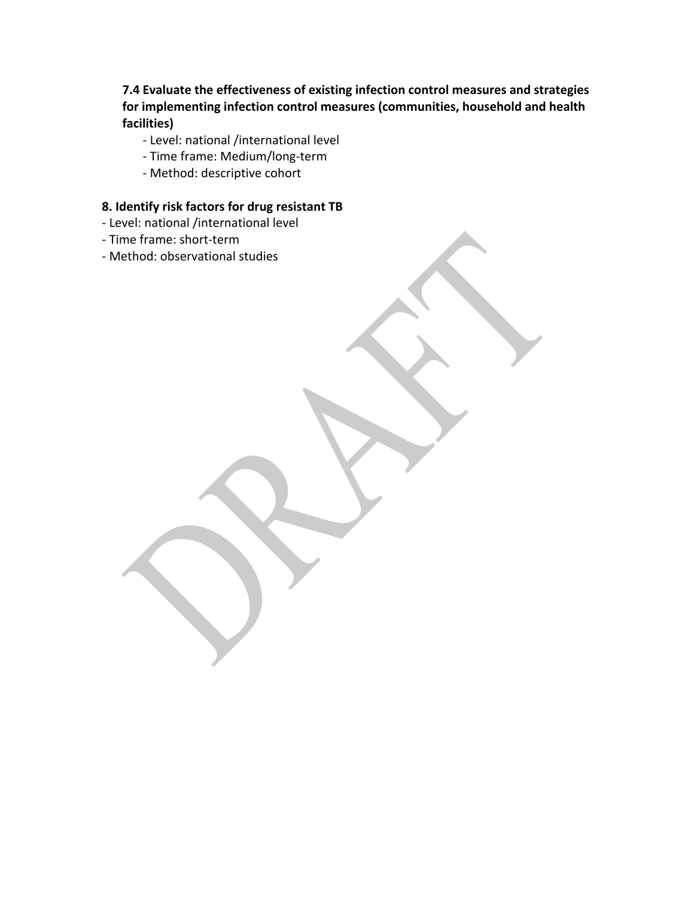**7.4 Evaluate the effectiveness of existing infection control measures and strategies for implementing infection control measures (communities, household and health facilities)**

- Level: national /international level
- Time frame: Medium/long-term
- Method: descriptive cohort

**8. Identify risk factors for drug resistant TB**

- Level: national /international level
- Time frame: short-term
- Method: observational studies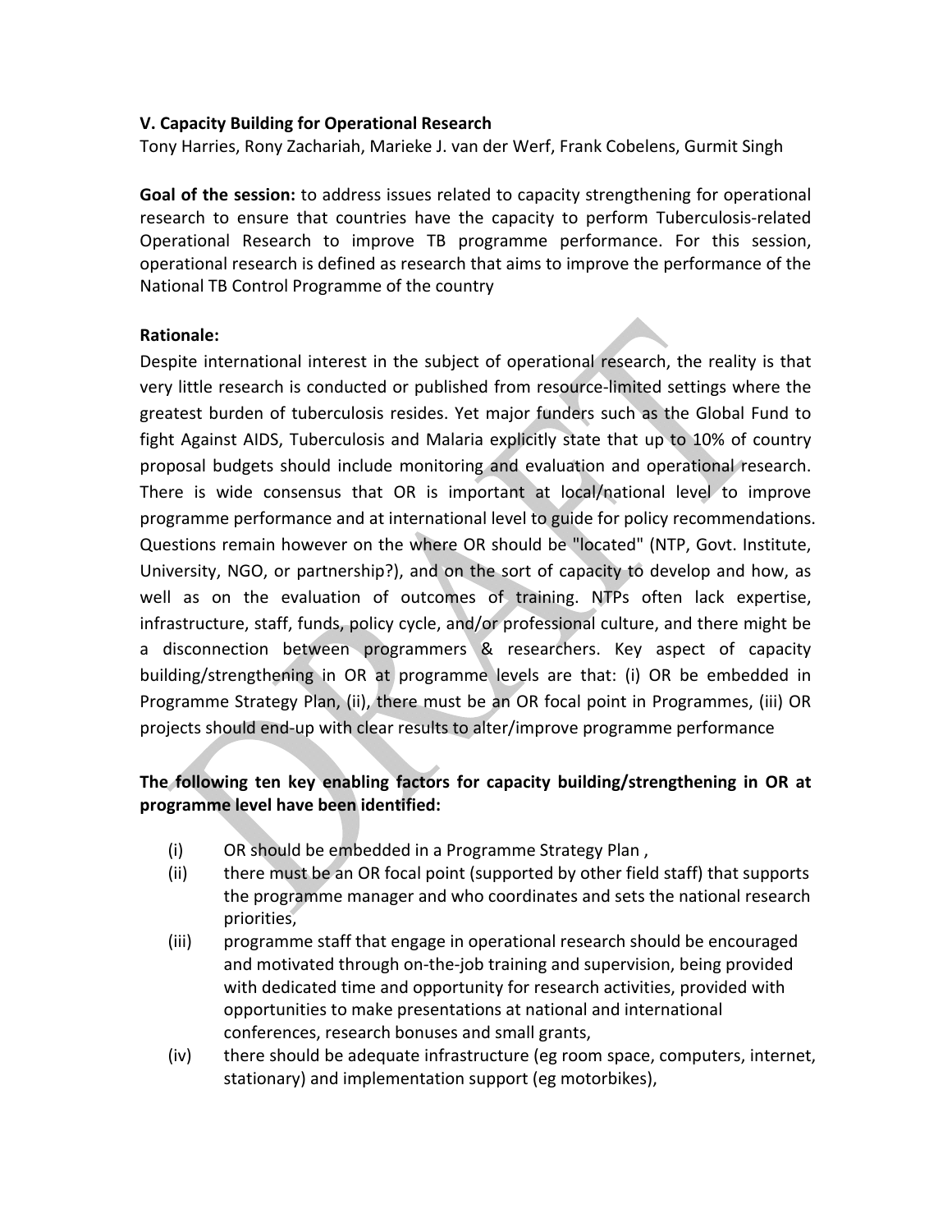### V. Capacity Building for Operational Research

Tony Harries, Rony Zachariah, Marieke J. van der Werf, Frank Cobelens, Gurmit Singh

**Goal of the session:** to address issues related to capacity strengthening for operational research to ensure that countries have the capacity to perform Tuberculosis-related Operational Research to improve TB programme performance. For this session, operational research is defined as research that aims to improve the performance of the National TB Control Programme of the country

**Rationale:**

Despite international interest in the subject of operational research, the reality is that very little research is conducted or published from resource-limited settings where the greatest burden of tuberculosis resides. Yet major funders such as the Global Fund to fight Against AIDS, Tuberculosis and Malaria explicitly state that up to 10% of country proposal budgets should include monitoring and evaluation and operational research. There is wide consensus that OR is important at local/national level to improve programme performance and at international level to guide for policy recommendations. Questions remain however on the where OR should be "located" (NTP, Govt. Institute, University, NGO, or partnership?), and on the sort of capacity to develop and how, as well as on the evaluation of outcomes of training. NTPs often lack expertise, infrastructure, staff, funds, policy cycle, and/or professional culture, and there might be a disconnection between programmers & researchers. Key aspect of capacity building/strengthening in OR at programme levels are that: (i) OR be embedded in Programme Strategy Plan, (ii), there must be an OR focal point in Programmes, (iii) OR projects should end-up with clear results to alter/improve programme performance

**The following ten key enabling factors for capacity building/strengthening in OR at programme level have been identified:**

(i) OR should be embedded in a Programme Strategy Plan ,

(ii) there must be an OR focal point (supported by other field staff) that supports the programme manager and who coordinates and sets the national research priorities,

(iii) programme staff that engage in operational research should be encouraged and motivated through on-the-job training and supervision, being provided with dedicated time and opportunity for research activities, provided with opportunities to make presentations at national and international conferences, research bonuses and small grants,

(iv) there should be adequate infrastructure (eg room space, computers, internet, stationary) and implementation support (eg motorbikes),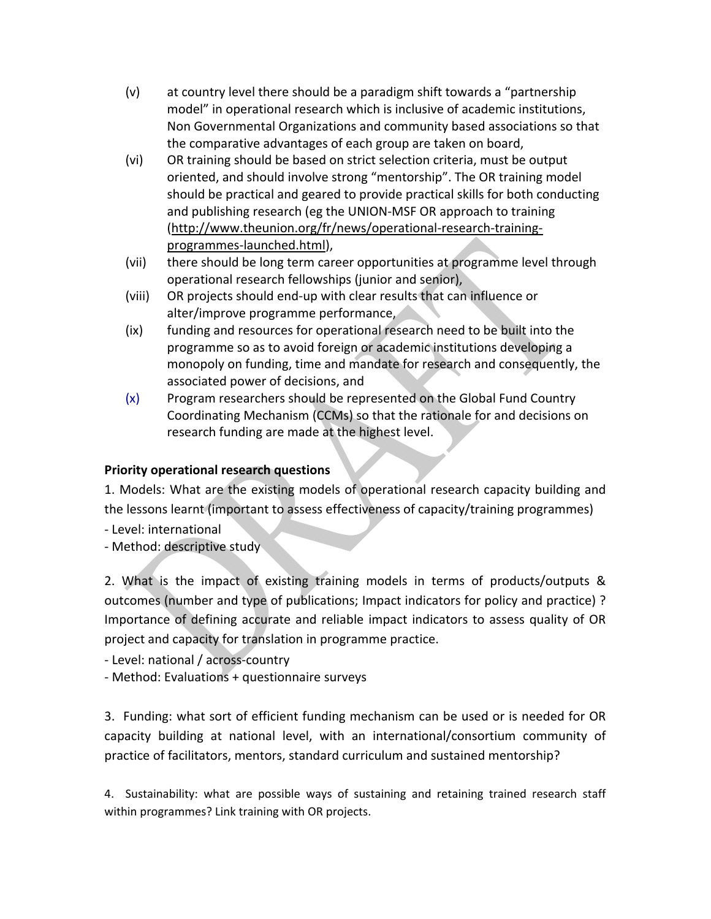(v) at country level there should be a paradigm shift towards a "partnership model" in operational research which is inclusive of academic institutions, Non Governmental Organizations and community based associations so that the comparative advantages of each group are taken on board,

(vi) OR training should be based on strict selection criteria, must be output oriented, and should involve strong "mentorship". The OR training model should be practical and geared to provide practical skills for both conducting and publishing research (eg the UNION-MSF OR approach to training (http://www.theunion.org/fr/news/operational-research-training-programmes-launched.html),

(vii) there should be long term career opportunities at programme level through operational research fellowships (junior and senior),

(viii) OR projects should end-up with clear results that can influence or alter/improve programme performance,

(ix) funding and resources for operational research need to be built into the programme so as to avoid foreign or academic institutions developing a monopoly on funding, time and mandate for research and consequently, the associated power of decisions, and

(x) Program researchers should be represented on the Global Fund Country Coordinating Mechanism (CCMs) so that the rationale for and decisions on research funding are made at the highest level.

**Priority operational research questions**

1. Models: What are the existing models of operational research capacity building and the lessons learnt (important to assess effectiveness of capacity/training programmes)

- Level: international
- Method: descriptive study

2. What is the impact of existing training models in terms of products/outputs & outcomes (number and type of publications; Impact indicators for policy and practice) ? Importance of defining accurate and reliable impact indicators to assess quality of OR project and capacity for translation in programme practice.

- Level: national / across-country
- Method: Evaluations + questionnaire surveys

3. Funding: what sort of efficient funding mechanism can be used or is needed for OR capacity building at national level, with an international/consortium community of practice of facilitators, mentors, standard curriculum and sustained mentorship?

4. Sustainability: what are possible ways of sustaining and retaining trained research staff within programmes? Link training with OR projects.